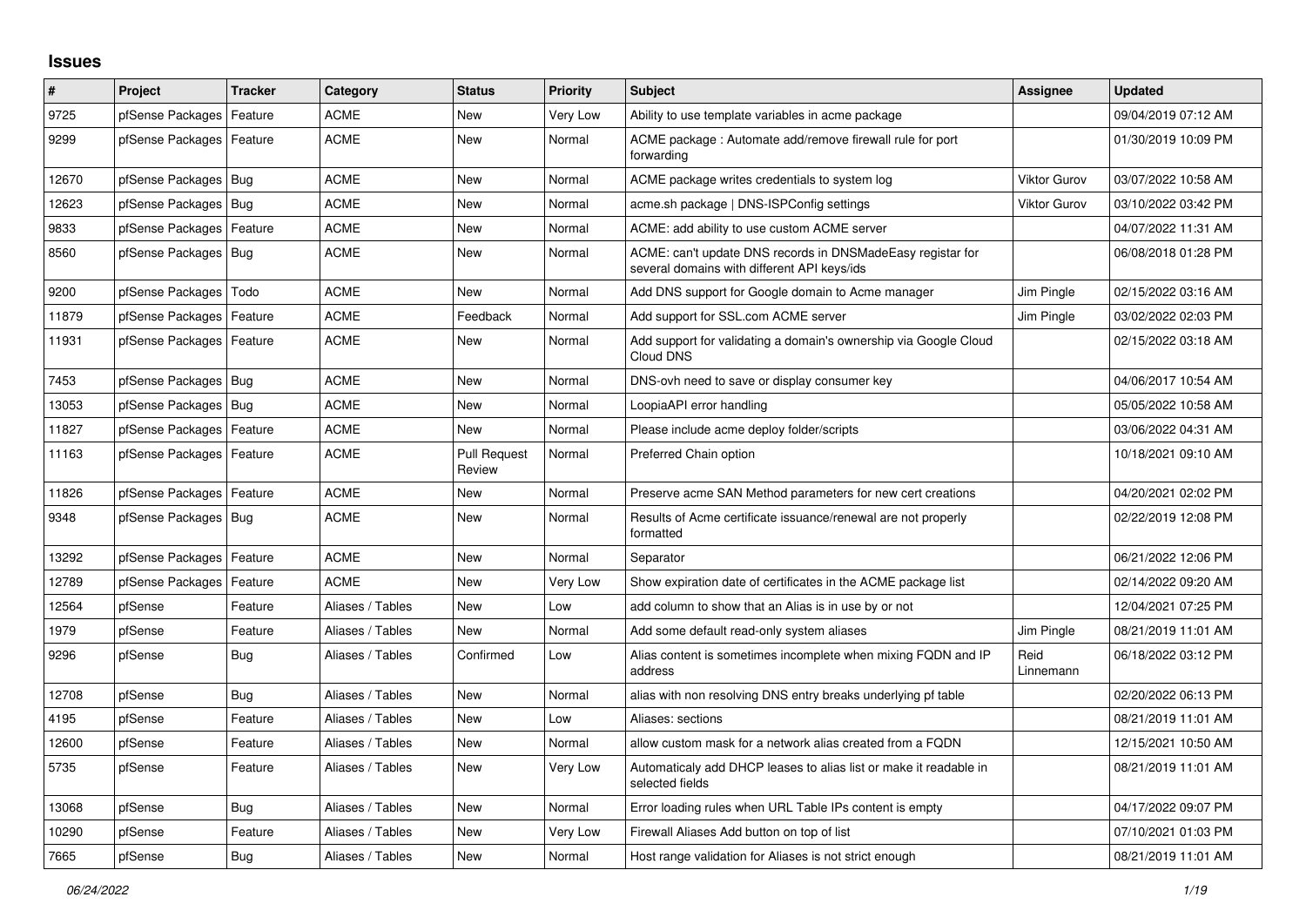## Issues

| # | Project | Tracker | Category | Status | Priority | Subject | Assignee | Updated |
|---|---|---|---|---|---|---|---|---|
| 9725 | pfSense Packages | Feature | ACME | New | Very Low | Ability to use template variables in acme package | | 09/04/2019 07:12 AM |
| 9299 | pfSense Packages | Feature | ACME | New | Normal | ACME package : Automate add/remove firewall rule for port forwarding | | 01/30/2019 10:09 PM |
| 12670 | pfSense Packages | Bug | ACME | New | Normal | ACME package writes credentials to system log | Viktor Gurov | 03/07/2022 10:58 AM |
| 12623 | pfSense Packages | Bug | ACME | New | Normal | acme.sh package \| DNS-ISPConfig settings | Viktor Gurov | 03/10/2022 03:42 PM |
| 9833 | pfSense Packages | Feature | ACME | New | Normal | ACME: add ability to use custom ACME server | | 04/07/2022 11:31 AM |
| 8560 | pfSense Packages | Bug | ACME | New | Normal | ACME: can't update DNS records in DNSMadeEasy registar for several domains with different API keys/ids | | 06/08/2018 01:28 PM |
| 9200 | pfSense Packages | Todo | ACME | New | Normal | Add DNS support for Google domain to Acme manager | Jim Pingle | 02/15/2022 03:16 AM |
| 11879 | pfSense Packages | Feature | ACME | Feedback | Normal | Add support for SSL.com ACME server | Jim Pingle | 03/02/2022 02:03 PM |
| 11931 | pfSense Packages | Feature | ACME | New | Normal | Add support for validating a domain's ownership via Google Cloud Cloud DNS | | 02/15/2022 03:18 AM |
| 7453 | pfSense Packages | Bug | ACME | New | Normal | DNS-ovh need to save or display consumer key | | 04/06/2017 10:54 AM |
| 13053 | pfSense Packages | Bug | ACME | New | Normal | LoopiaAPI error handling | | 05/05/2022 10:58 AM |
| 11827 | pfSense Packages | Feature | ACME | New | Normal | Please include acme deploy folder/scripts | | 03/06/2022 04:31 AM |
| 11163 | pfSense Packages | Feature | ACME | Pull Request Review | Normal | Preferred Chain option | | 10/18/2021 09:10 AM |
| 11826 | pfSense Packages | Feature | ACME | New | Normal | Preserve acme SAN Method parameters for new cert creations | | 04/20/2021 02:02 PM |
| 9348 | pfSense Packages | Bug | ACME | New | Normal | Results of Acme certificate issuance/renewal are not properly formatted | | 02/22/2019 12:08 PM |
| 13292 | pfSense Packages | Feature | ACME | New | Normal | Separator | | 06/21/2022 12:06 PM |
| 12789 | pfSense Packages | Feature | ACME | New | Very Low | Show expiration date of certificates in the ACME package list | | 02/14/2022 09:20 AM |
| 12564 | pfSense | Feature | Aliases / Tables | New | Low | add column to show that an Alias is in use by or not | | 12/04/2021 07:25 PM |
| 1979 | pfSense | Feature | Aliases / Tables | New | Normal | Add some default read-only system aliases | Jim Pingle | 08/21/2019 11:01 AM |
| 9296 | pfSense | Bug | Aliases / Tables | Confirmed | Low | Alias content is sometimes incomplete when mixing FQDN and IP address | Reid Linnemann | 06/18/2022 03:12 PM |
| 12708 | pfSense | Bug | Aliases / Tables | New | Normal | alias with non resolving DNS entry breaks underlying pf table | | 02/20/2022 06:13 PM |
| 4195 | pfSense | Feature | Aliases / Tables | New | Low | Aliases: sections | | 08/21/2019 11:01 AM |
| 12600 | pfSense | Feature | Aliases / Tables | New | Normal | allow custom mask for a network alias created from a FQDN | | 12/15/2021 10:50 AM |
| 5735 | pfSense | Feature | Aliases / Tables | New | Very Low | Automaticaly add DHCP leases to alias list or make it readable in selected fields | | 08/21/2019 11:01 AM |
| 13068 | pfSense | Bug | Aliases / Tables | New | Normal | Error loading rules when URL Table IPs content is empty | | 04/17/2022 09:07 PM |
| 10290 | pfSense | Feature | Aliases / Tables | New | Very Low | Firewall Aliases Add button on top of list | | 07/10/2021 01:03 PM |
| 7665 | pfSense | Bug | Aliases / Tables | New | Normal | Host range validation for Aliases is not strict enough | | 08/21/2019 11:01 AM |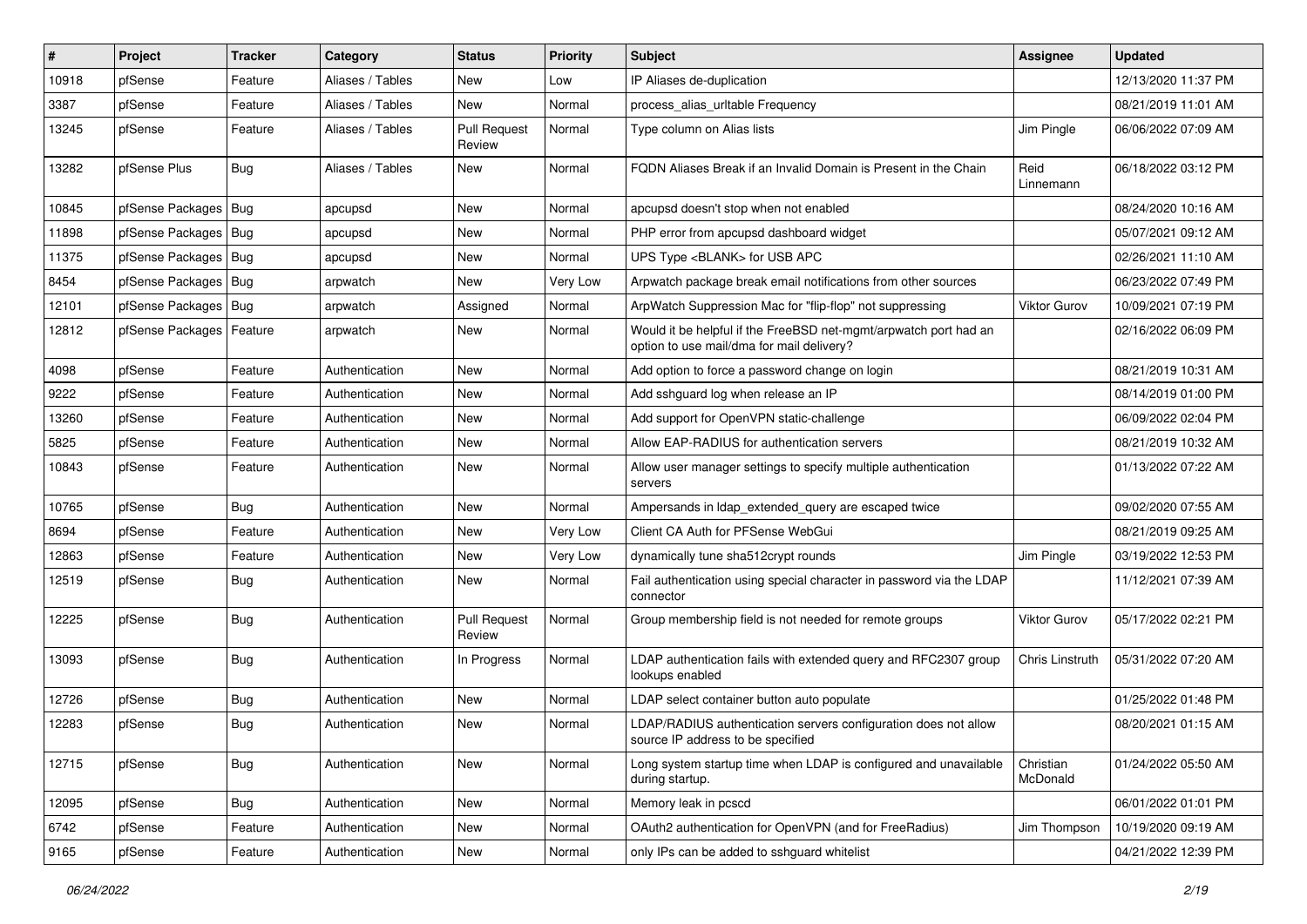| # | Project | Tracker | Category | Status | Priority | Subject | Assignee | Updated |
|---|---|---|---|---|---|---|---|---|
| 10918 | pfSense | Feature | Aliases / Tables | New | Low | IP Aliases de-duplication | | 12/13/2020 11:37 PM |
| 3387 | pfSense | Feature | Aliases / Tables | New | Normal | process_alias_urltable Frequency | | 08/21/2019 11:01 AM |
| 13245 | pfSense | Feature | Aliases / Tables | Pull Request Review | Normal | Type column on Alias lists | Jim Pingle | 06/06/2022 07:09 AM |
| 13282 | pfSense Plus | Bug | Aliases / Tables | New | Normal | FQDN Aliases Break if an Invalid Domain is Present in the Chain | Reid Linnemann | 06/18/2022 03:12 PM |
| 10845 | pfSense Packages | Bug | apcupsd | New | Normal | apcupsd doesn't stop when not enabled | | 08/24/2020 10:16 AM |
| 11898 | pfSense Packages | Bug | apcupsd | New | Normal | PHP error from apcupsd dashboard widget | | 05/07/2021 09:12 AM |
| 11375 | pfSense Packages | Bug | apcupsd | New | Normal | UPS Type <BLANK> for USB APC | | 02/26/2021 11:10 AM |
| 8454 | pfSense Packages | Bug | arpwatch | New | Very Low | Arpwatch package break email notifications from other sources | | 06/23/2022 07:49 PM |
| 12101 | pfSense Packages | Bug | arpwatch | Assigned | Normal | ArpWatch Suppression Mac for "flip-flop" not suppressing | Viktor Gurov | 10/09/2021 07:19 PM |
| 12812 | pfSense Packages | Feature | arpwatch | New | Normal | Would it be helpful if the FreeBSD net-mgmt/arpwatch port had an option to use mail/dma for mail delivery? | | 02/16/2022 06:09 PM |
| 4098 | pfSense | Feature | Authentication | New | Normal | Add option to force a password change on login | | 08/21/2019 10:31 AM |
| 9222 | pfSense | Feature | Authentication | New | Normal | Add sshguard log when release an IP | | 08/14/2019 01:00 PM |
| 13260 | pfSense | Feature | Authentication | New | Normal | Add support for OpenVPN static-challenge | | 06/09/2022 02:04 PM |
| 5825 | pfSense | Feature | Authentication | New | Normal | Allow EAP-RADIUS for authentication servers | | 08/21/2019 10:32 AM |
| 10843 | pfSense | Feature | Authentication | New | Normal | Allow user manager settings to specify multiple authentication servers | | 01/13/2022 07:22 AM |
| 10765 | pfSense | Bug | Authentication | New | Normal | Ampersands in ldap_extended_query are escaped twice | | 09/02/2020 07:55 AM |
| 8694 | pfSense | Feature | Authentication | New | Very Low | Client CA Auth for PFSense WebGui | | 08/21/2019 09:25 AM |
| 12863 | pfSense | Feature | Authentication | New | Very Low | dynamically tune sha512crypt rounds | Jim Pingle | 03/19/2022 12:53 PM |
| 12519 | pfSense | Bug | Authentication | New | Normal | Fail authentication using special character in password via the LDAP connector | | 11/12/2021 07:39 AM |
| 12225 | pfSense | Bug | Authentication | Pull Request Review | Normal | Group membership field is not needed for remote groups | Viktor Gurov | 05/17/2022 02:21 PM |
| 13093 | pfSense | Bug | Authentication | In Progress | Normal | LDAP authentication fails with extended query and RFC2307 group lookups enabled | Chris Linstruth | 05/31/2022 07:20 AM |
| 12726 | pfSense | Bug | Authentication | New | Normal | LDAP select container button auto populate | | 01/25/2022 01:48 PM |
| 12283 | pfSense | Bug | Authentication | New | Normal | LDAP/RADIUS authentication servers configuration does not allow source IP address to be specified | | 08/20/2021 01:15 AM |
| 12715 | pfSense | Bug | Authentication | New | Normal | Long system startup time when LDAP is configured and unavailable during startup. | Christian McDonald | 01/24/2022 05:50 AM |
| 12095 | pfSense | Bug | Authentication | New | Normal | Memory leak in pcscd | | 06/01/2022 01:01 PM |
| 6742 | pfSense | Feature | Authentication | New | Normal | OAuth2 authentication for OpenVPN (and for FreeRadius) | Jim Thompson | 10/19/2020 09:19 AM |
| 9165 | pfSense | Feature | Authentication | New | Normal | only IPs can be added to sshguard whitelist | | 04/21/2022 12:39 PM |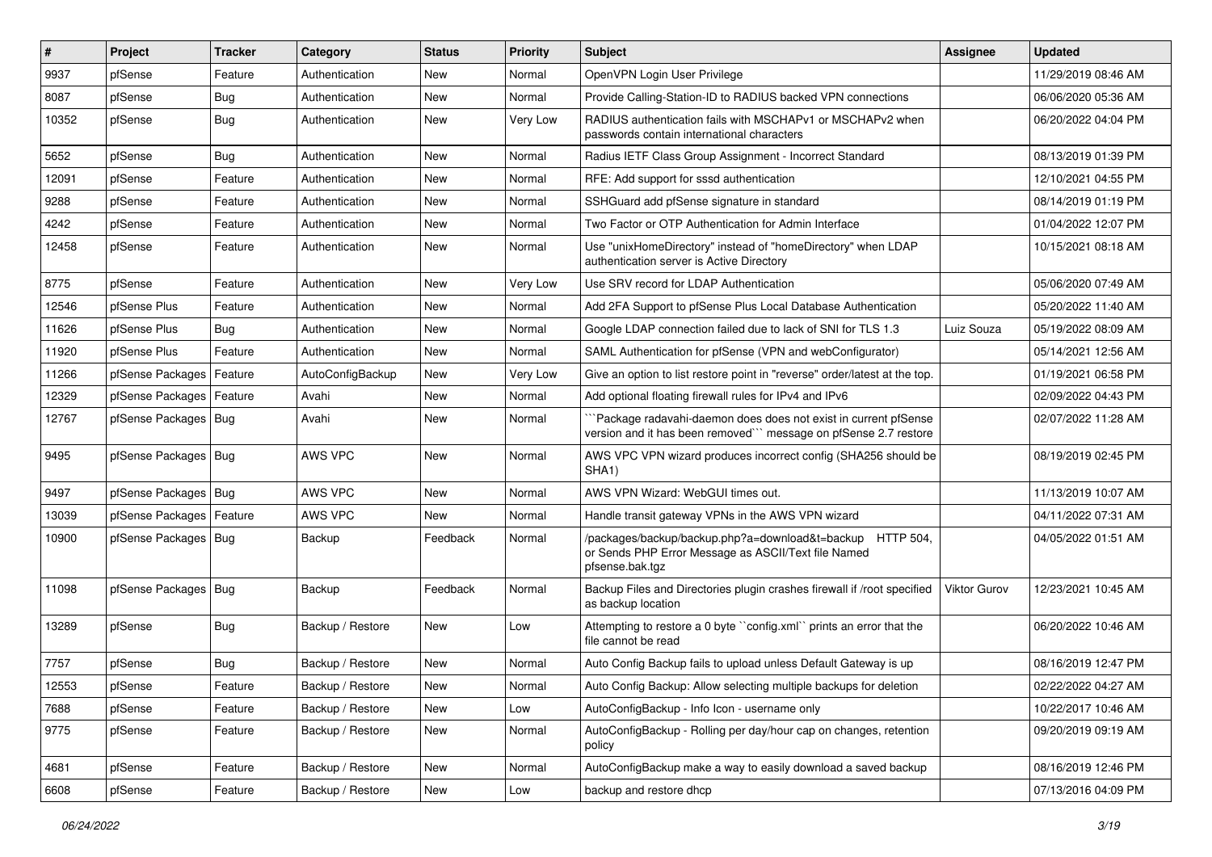| # | Project | Tracker | Category | Status | Priority | Subject | Assignee | Updated |
|---|---|---|---|---|---|---|---|---|
| 9937 | pfSense | Feature | Authentication | New | Normal | OpenVPN Login User Privilege | | 11/29/2019 08:46 AM |
| 8087 | pfSense | Bug | Authentication | New | Normal | Provide Calling-Station-ID to RADIUS backed VPN connections | | 06/06/2020 05:36 AM |
| 10352 | pfSense | Bug | Authentication | New | Very Low | RADIUS authentication fails with MSCHAPv1 or MSCHAPv2 when passwords contain international characters | | 06/20/2022 04:04 PM |
| 5652 | pfSense | Bug | Authentication | New | Normal | Radius IETF Class Group Assignment - Incorrect Standard | | 08/13/2019 01:39 PM |
| 12091 | pfSense | Feature | Authentication | New | Normal | RFE: Add support for sssd authentication | | 12/10/2021 04:55 PM |
| 9288 | pfSense | Feature | Authentication | New | Normal | SSHGuard add pfSense signature in standard | | 08/14/2019 01:19 PM |
| 4242 | pfSense | Feature | Authentication | New | Normal | Two Factor or OTP Authentication for Admin Interface | | 01/04/2022 12:07 PM |
| 12458 | pfSense | Feature | Authentication | New | Normal | Use "unixHomeDirectory" instead of "homeDirectory" when LDAP authentication server is Active Directory | | 10/15/2021 08:18 AM |
| 8775 | pfSense | Feature | Authentication | New | Very Low | Use SRV record for LDAP Authentication | | 05/06/2020 07:49 AM |
| 12546 | pfSense Plus | Feature | Authentication | New | Normal | Add 2FA Support to pfSense Plus Local Database Authentication | | 05/20/2022 11:40 AM |
| 11626 | pfSense Plus | Bug | Authentication | New | Normal | Google LDAP connection failed due to lack of SNI for TLS 1.3 | Luiz Souza | 05/19/2022 08:09 AM |
| 11920 | pfSense Plus | Feature | Authentication | New | Normal | SAML Authentication for pfSense (VPN and webConfigurator) | | 05/14/2021 12:56 AM |
| 11266 | pfSense Packages | Feature | AutoConfigBackup | New | Very Low | Give an option to list restore point in "reverse" order/latest at the top. | | 01/19/2021 06:58 PM |
| 12329 | pfSense Packages | Feature | Avahi | New | Normal | Add optional floating firewall rules for IPv4 and IPv6 | | 02/09/2022 04:43 PM |
| 12767 | pfSense Packages | Bug | Avahi | New | Normal | ```Package radavahi-daemon does does not exist in current pfSense version and it has been removed``` message on pfSense 2.7 restore | | 02/07/2022 11:28 AM |
| 9495 | pfSense Packages | Bug | AWS VPC | New | Normal | AWS VPC VPN wizard produces incorrect config (SHA256 should be SHA1) | | 08/19/2019 02:45 PM |
| 9497 | pfSense Packages | Bug | AWS VPC | New | Normal | AWS VPN Wizard: WebGUI times out. | | 11/13/2019 10:07 AM |
| 13039 | pfSense Packages | Feature | AWS VPC | New | Normal | Handle transit gateway VPNs in the AWS VPN wizard | | 04/11/2022 07:31 AM |
| 10900 | pfSense Packages | Bug | Backup | Feedback | Normal | /packages/backup/backup.php?a=download&t=backup HTTP 504, or Sends PHP Error Message as ASCII/Text file Named pfsense.bak.tgz | | 04/05/2022 01:51 AM |
| 11098 | pfSense Packages | Bug | Backup | Feedback | Normal | Backup Files and Directories plugin crashes firewall if /root specified as backup location | Viktor Gurov | 12/23/2021 10:45 AM |
| 13289 | pfSense | Bug | Backup / Restore | New | Low | Attempting to restore a 0 byte ``config.xml`` prints an error that the file cannot be read | | 06/20/2022 10:46 AM |
| 7757 | pfSense | Bug | Backup / Restore | New | Normal | Auto Config Backup fails to upload unless Default Gateway is up | | 08/16/2019 12:47 PM |
| 12553 | pfSense | Feature | Backup / Restore | New | Normal | Auto Config Backup: Allow selecting multiple backups for deletion | | 02/22/2022 04:27 AM |
| 7688 | pfSense | Feature | Backup / Restore | New | Low | AutoConfigBackup - Info Icon - username only | | 10/22/2017 10:46 AM |
| 9775 | pfSense | Feature | Backup / Restore | New | Normal | AutoConfigBackup - Rolling per day/hour cap on changes, retention policy | | 09/20/2019 09:19 AM |
| 4681 | pfSense | Feature | Backup / Restore | New | Normal | AutoConfigBackup make a way to easily download a saved backup | | 08/16/2019 12:46 PM |
| 6608 | pfSense | Feature | Backup / Restore | New | Low | backup and restore dhcp | | 07/13/2016 04:09 PM |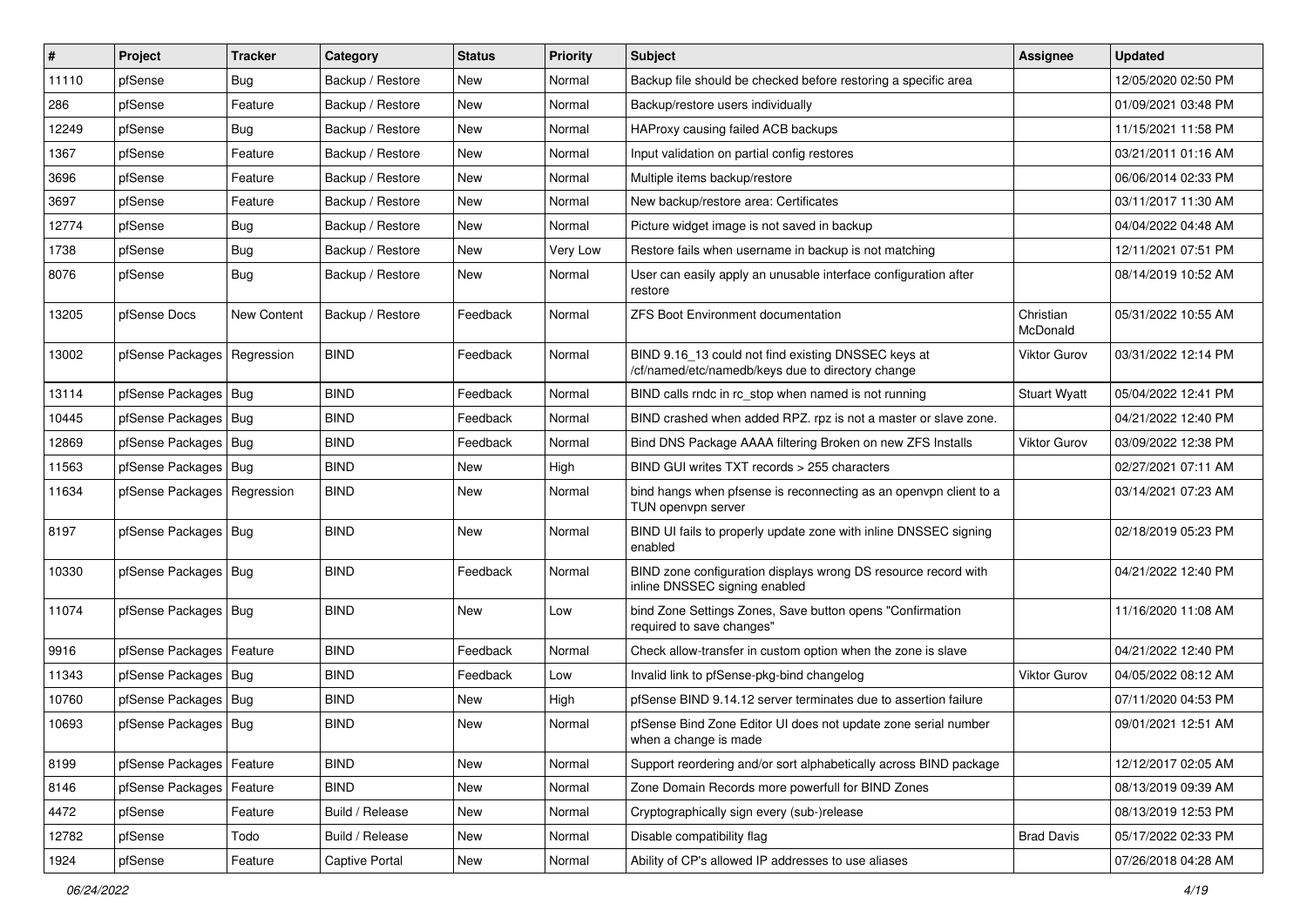| # | Project | Tracker | Category | Status | Priority | Subject | Assignee | Updated |
|---|---|---|---|---|---|---|---|---|
| 11110 | pfSense | Bug | Backup / Restore | New | Normal | Backup file should be checked before restoring a specific area | | 12/05/2020 02:50 PM |
| 286 | pfSense | Feature | Backup / Restore | New | Normal | Backup/restore users individually | | 01/09/2021 03:48 PM |
| 12249 | pfSense | Bug | Backup / Restore | New | Normal | HAProxy causing failed ACB backups | | 11/15/2021 11:58 PM |
| 1367 | pfSense | Feature | Backup / Restore | New | Normal | Input validation on partial config restores | | 03/21/2011 01:16 AM |
| 3696 | pfSense | Feature | Backup / Restore | New | Normal | Multiple items backup/restore | | 06/06/2014 02:33 PM |
| 3697 | pfSense | Feature | Backup / Restore | New | Normal | New backup/restore area: Certificates | | 03/11/2017 11:30 AM |
| 12774 | pfSense | Bug | Backup / Restore | New | Normal | Picture widget image is not saved in backup | | 04/04/2022 04:48 AM |
| 1738 | pfSense | Bug | Backup / Restore | New | Very Low | Restore fails when username in backup is not matching | | 12/11/2021 07:51 PM |
| 8076 | pfSense | Bug | Backup / Restore | New | Normal | User can easily apply an unusable interface configuration after restore | | 08/14/2019 10:52 AM |
| 13205 | pfSense Docs | New Content | Backup / Restore | Feedback | Normal | ZFS Boot Environment documentation | Christian McDonald | 05/31/2022 10:55 AM |
| 13002 | pfSense Packages | Regression | BIND | Feedback | Normal | BIND 9.16_13 could not find existing DNSSEC keys at /cf/named/etc/namedb/keys due to directory change | Viktor Gurov | 03/31/2022 12:14 PM |
| 13114 | pfSense Packages | Bug | BIND | Feedback | Normal | BIND calls rndc in rc_stop when named is not running | Stuart Wyatt | 05/04/2022 12:41 PM |
| 10445 | pfSense Packages | Bug | BIND | Feedback | Normal | BIND crashed when added RPZ. rpz is not a master or slave zone. | | 04/21/2022 12:40 PM |
| 12869 | pfSense Packages | Bug | BIND | Feedback | Normal | Bind DNS Package AAAA filtering Broken on new ZFS Installs | Viktor Gurov | 03/09/2022 12:38 PM |
| 11563 | pfSense Packages | Bug | BIND | New | High | BIND GUI writes TXT records > 255 characters | | 02/27/2021 07:11 AM |
| 11634 | pfSense Packages | Regression | BIND | New | Normal | bind hangs when pfsense is reconnecting as an openvpn client to a TUN openvpn server | | 03/14/2021 07:23 AM |
| 8197 | pfSense Packages | Bug | BIND | New | Normal | BIND UI fails to properly update zone with inline DNSSEC signing enabled | | 02/18/2019 05:23 PM |
| 10330 | pfSense Packages | Bug | BIND | Feedback | Normal | BIND zone configuration displays wrong DS resource record with inline DNSSEC signing enabled | | 04/21/2022 12:40 PM |
| 11074 | pfSense Packages | Bug | BIND | New | Low | bind Zone Settings Zones, Save button opens "Confirmation required to save changes" | | 11/16/2020 11:08 AM |
| 9916 | pfSense Packages | Feature | BIND | Feedback | Normal | Check allow-transfer in custom option when the zone is slave | | 04/21/2022 12:40 PM |
| 11343 | pfSense Packages | Bug | BIND | Feedback | Low | Invalid link to pfSense-pkg-bind changelog | Viktor Gurov | 04/05/2022 08:12 AM |
| 10760 | pfSense Packages | Bug | BIND | New | High | pfSense BIND 9.14.12 server terminates due to assertion failure | | 07/11/2020 04:53 PM |
| 10693 | pfSense Packages | Bug | BIND | New | Normal | pfSense Bind Zone Editor UI does not update zone serial number when a change is made | | 09/01/2021 12:51 AM |
| 8199 | pfSense Packages | Feature | BIND | New | Normal | Support reordering and/or sort alphabetically across BIND package | | 12/12/2017 02:05 AM |
| 8146 | pfSense Packages | Feature | BIND | New | Normal | Zone Domain Records more powerfull for BIND Zones | | 08/13/2019 09:39 AM |
| 4472 | pfSense | Feature | Build / Release | New | Normal | Cryptographically sign every (sub-)release | | 08/13/2019 12:53 PM |
| 12782 | pfSense | Todo | Build / Release | New | Normal | Disable compatibility flag | Brad Davis | 05/17/2022 02:33 PM |
| 1924 | pfSense | Feature | Captive Portal | New | Normal | Ability of CP's allowed IP addresses to use aliases | | 07/26/2018 04:28 AM |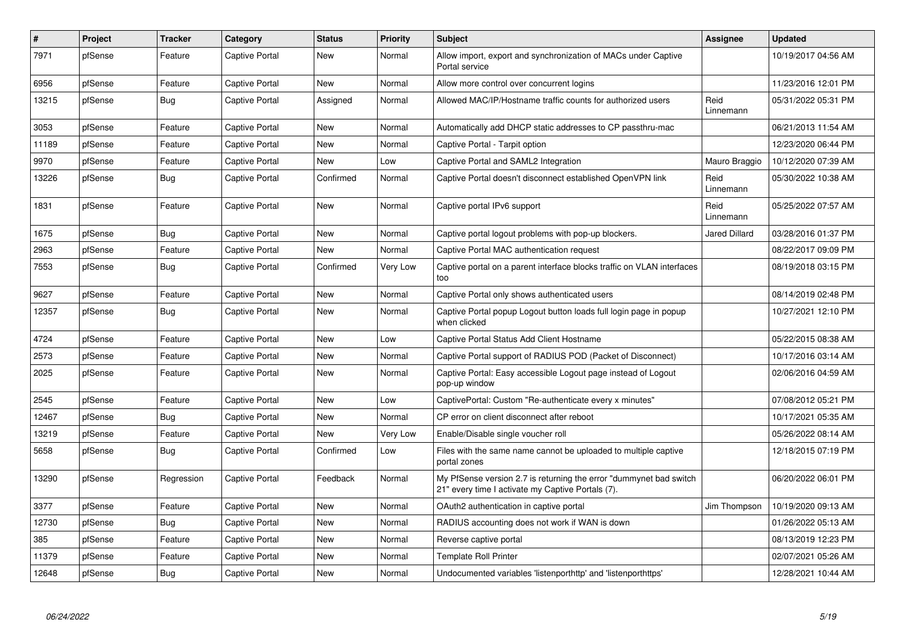| # | Project | Tracker | Category | Status | Priority | Subject | Assignee | Updated |
|---|---|---|---|---|---|---|---|---|
| 7971 | pfSense | Feature | Captive Portal | New | Normal | Allow import, export and synchronization of MACs under Captive Portal service | | 10/19/2017 04:56 AM |
| 6956 | pfSense | Feature | Captive Portal | New | Normal | Allow more control over concurrent logins | | 11/23/2016 12:01 PM |
| 13215 | pfSense | Bug | Captive Portal | Assigned | Normal | Allowed MAC/IP/Hostname traffic counts for authorized users | Reid Linnemann | 05/31/2022 05:31 PM |
| 3053 | pfSense | Feature | Captive Portal | New | Normal | Automatically add DHCP static addresses to CP passthru-mac | | 06/21/2013 11:54 AM |
| 11189 | pfSense | Feature | Captive Portal | New | Normal | Captive Portal - Tarpit option | | 12/23/2020 06:44 PM |
| 9970 | pfSense | Feature | Captive Portal | New | Low | Captive Portal and SAML2 Integration | Mauro Braggio | 10/12/2020 07:39 AM |
| 13226 | pfSense | Bug | Captive Portal | Confirmed | Normal | Captive Portal doesn't disconnect established OpenVPN link | Reid Linnemann | 05/30/2022 10:38 AM |
| 1831 | pfSense | Feature | Captive Portal | New | Normal | Captive portal IPv6 support | Reid Linnemann | 05/25/2022 07:57 AM |
| 1675 | pfSense | Bug | Captive Portal | New | Normal | Captive portal logout problems with pop-up blockers. | Jared Dillard | 03/28/2016 01:37 PM |
| 2963 | pfSense | Feature | Captive Portal | New | Normal | Captive Portal MAC authentication request | | 08/22/2017 09:09 PM |
| 7553 | pfSense | Bug | Captive Portal | Confirmed | Very Low | Captive portal on a parent interface blocks traffic on VLAN interfaces too | | 08/19/2018 03:15 PM |
| 9627 | pfSense | Feature | Captive Portal | New | Normal | Captive Portal only shows authenticated users | | 08/14/2019 02:48 PM |
| 12357 | pfSense | Bug | Captive Portal | New | Normal | Captive Portal popup Logout button loads full login page in popup when clicked | | 10/27/2021 12:10 PM |
| 4724 | pfSense | Feature | Captive Portal | New | Low | Captive Portal Status Add Client Hostname | | 05/22/2015 08:38 AM |
| 2573 | pfSense | Feature | Captive Portal | New | Normal | Captive Portal support of RADIUS POD (Packet of Disconnect) | | 10/17/2016 03:14 AM |
| 2025 | pfSense | Feature | Captive Portal | New | Normal | Captive Portal: Easy accessible Logout page instead of Logout pop-up window | | 02/06/2016 04:59 AM |
| 2545 | pfSense | Feature | Captive Portal | New | Low | CaptivePortal: Custom "Re-authenticate every x minutes" | | 07/08/2012 05:21 PM |
| 12467 | pfSense | Bug | Captive Portal | New | Normal | CP error on client disconnect after reboot | | 10/17/2021 05:35 AM |
| 13219 | pfSense | Feature | Captive Portal | New | Very Low | Enable/Disable single voucher roll | | 05/26/2022 08:14 AM |
| 5658 | pfSense | Bug | Captive Portal | Confirmed | Low | Files with the same name cannot be uploaded to multiple captive portal zones | | 12/18/2015 07:19 PM |
| 13290 | pfSense | Regression | Captive Portal | Feedback | Normal | My PfSense version 2.7 is returning the error "dummynet bad switch 21" every time I activate my Captive Portals (7). | | 06/20/2022 06:01 PM |
| 3377 | pfSense | Feature | Captive Portal | New | Normal | OAuth2 authentication in captive portal | Jim Thompson | 10/19/2020 09:13 AM |
| 12730 | pfSense | Bug | Captive Portal | New | Normal | RADIUS accounting does not work if WAN is down | | 01/26/2022 05:13 AM |
| 385 | pfSense | Feature | Captive Portal | New | Normal | Reverse captive portal | | 08/13/2019 12:23 PM |
| 11379 | pfSense | Feature | Captive Portal | New | Normal | Template Roll Printer | | 02/07/2021 05:26 AM |
| 12648 | pfSense | Bug | Captive Portal | New | Normal | Undocumented variables 'listenporthttp' and 'listenporthttps' | | 12/28/2021 10:44 AM |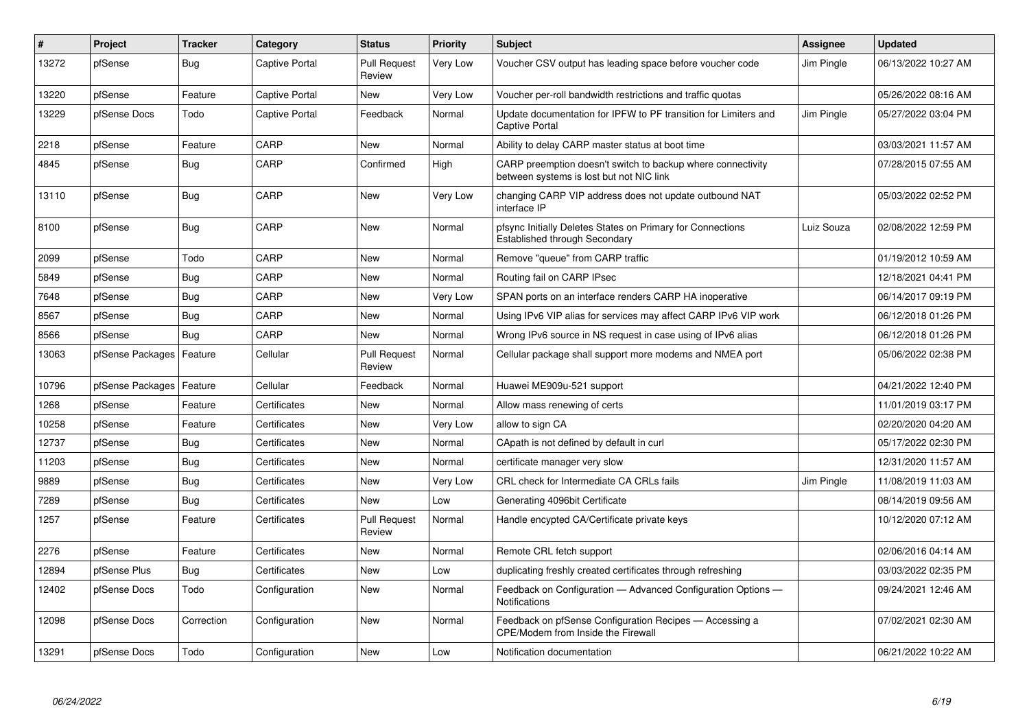| # | Project | Tracker | Category | Status | Priority | Subject | Assignee | Updated |
|---|---|---|---|---|---|---|---|---|
| 13272 | pfSense | Bug | Captive Portal | Pull Request Review | Very Low | Voucher CSV output has leading space before voucher code | Jim Pingle | 06/13/2022 10:27 AM |
| 13220 | pfSense | Feature | Captive Portal | New | Very Low | Voucher per-roll bandwidth restrictions and traffic quotas | | 05/26/2022 08:16 AM |
| 13229 | pfSense Docs | Todo | Captive Portal | Feedback | Normal | Update documentation for IPFW to PF transition for Limiters and Captive Portal | Jim Pingle | 05/27/2022 03:04 PM |
| 2218 | pfSense | Feature | CARP | New | Normal | Ability to delay CARP master status at boot time | | 03/03/2021 11:57 AM |
| 4845 | pfSense | Bug | CARP | Confirmed | High | CARP preemption doesn't switch to backup where connectivity between systems is lost but not NIC link | | 07/28/2015 07:55 AM |
| 13110 | pfSense | Bug | CARP | New | Very Low | changing CARP VIP address does not update outbound NAT interface IP | | 05/03/2022 02:52 PM |
| 8100 | pfSense | Bug | CARP | New | Normal | pfsync Initially Deletes States on Primary for Connections Established through Secondary | Luiz Souza | 02/08/2022 12:59 PM |
| 2099 | pfSense | Todo | CARP | New | Normal | Remove "queue" from CARP traffic | | 01/19/2012 10:59 AM |
| 5849 | pfSense | Bug | CARP | New | Normal | Routing fail on CARP IPsec | | 12/18/2021 04:41 PM |
| 7648 | pfSense | Bug | CARP | New | Very Low | SPAN ports on an interface renders CARP HA inoperative | | 06/14/2017 09:19 PM |
| 8567 | pfSense | Bug | CARP | New | Normal | Using IPv6 VIP alias for services may affect CARP IPv6 VIP work | | 06/12/2018 01:26 PM |
| 8566 | pfSense | Bug | CARP | New | Normal | Wrong IPv6 source in NS request in case using of IPv6 alias | | 06/12/2018 01:26 PM |
| 13063 | pfSense Packages | Feature | Cellular | Pull Request Review | Normal | Cellular package shall support more modems and NMEA port | | 05/06/2022 02:38 PM |
| 10796 | pfSense Packages | Feature | Cellular | Feedback | Normal | Huawei ME909u-521 support | | 04/21/2022 12:40 PM |
| 1268 | pfSense | Feature | Certificates | New | Normal | Allow mass renewing of certs | | 11/01/2019 03:17 PM |
| 10258 | pfSense | Feature | Certificates | New | Very Low | allow to sign CA | | 02/20/2020 04:20 AM |
| 12737 | pfSense | Bug | Certificates | New | Normal | CApath is not defined by default in curl | | 05/17/2022 02:30 PM |
| 11203 | pfSense | Bug | Certificates | New | Normal | certificate manager very slow | | 12/31/2020 11:57 AM |
| 9889 | pfSense | Bug | Certificates | New | Very Low | CRL check for Intermediate CA CRLs fails | Jim Pingle | 11/08/2019 11:03 AM |
| 7289 | pfSense | Bug | Certificates | New | Low | Generating 4096bit Certificate | | 08/14/2019 09:56 AM |
| 1257 | pfSense | Feature | Certificates | Pull Request Review | Normal | Handle encypted CA/Certificate private keys | | 10/12/2020 07:12 AM |
| 2276 | pfSense | Feature | Certificates | New | Normal | Remote CRL fetch support | | 02/06/2016 04:14 AM |
| 12894 | pfSense Plus | Bug | Certificates | New | Low | duplicating freshly created certificates through refreshing | | 03/03/2022 02:35 PM |
| 12402 | pfSense Docs | Todo | Configuration | New | Normal | Feedback on Configuration — Advanced Configuration Options — Notifications | | 09/24/2021 12:46 AM |
| 12098 | pfSense Docs | Correction | Configuration | New | Normal | Feedback on pfSense Configuration Recipes — Accessing a CPE/Modem from Inside the Firewall | | 07/02/2021 02:30 AM |
| 13291 | pfSense Docs | Todo | Configuration | New | Low | Notification documentation | | 06/21/2022 10:22 AM |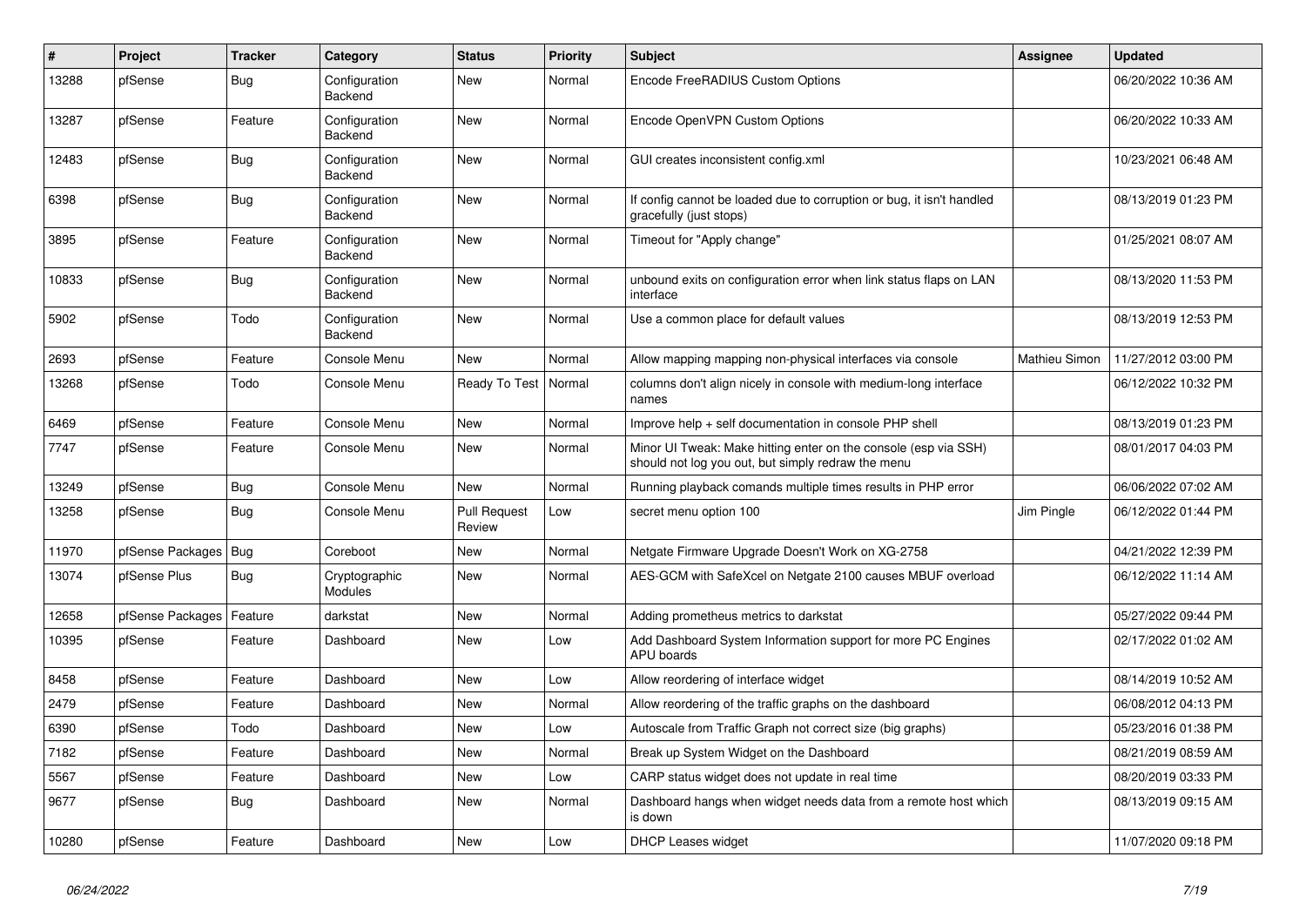| # | Project | Tracker | Category | Status | Priority | Subject | Assignee | Updated |
|---|---|---|---|---|---|---|---|---|
| 13288 | pfSense | Bug | Configuration Backend | New | Normal | Encode FreeRADIUS Custom Options | | 06/20/2022 10:36 AM |
| 13287 | pfSense | Feature | Configuration Backend | New | Normal | Encode OpenVPN Custom Options | | 06/20/2022 10:33 AM |
| 12483 | pfSense | Bug | Configuration Backend | New | Normal | GUI creates inconsistent config.xml | | 10/23/2021 06:48 AM |
| 6398 | pfSense | Bug | Configuration Backend | New | Normal | If config cannot be loaded due to corruption or bug, it isn't handled gracefully (just stops) | | 08/13/2019 01:23 PM |
| 3895 | pfSense | Feature | Configuration Backend | New | Normal | Timeout for "Apply change" | | 01/25/2021 08:07 AM |
| 10833 | pfSense | Bug | Configuration Backend | New | Normal | unbound exits on configuration error when link status flaps on LAN interface | | 08/13/2020 11:53 PM |
| 5902 | pfSense | Todo | Configuration Backend | New | Normal | Use a common place for default values | | 08/13/2019 12:53 PM |
| 2693 | pfSense | Feature | Console Menu | New | Normal | Allow mapping mapping non-physical interfaces via console | Mathieu Simon | 11/27/2012 03:00 PM |
| 13268 | pfSense | Todo | Console Menu | Ready To Test | Normal | columns don't align nicely in console with medium-long interface names | | 06/12/2022 10:32 PM |
| 6469 | pfSense | Feature | Console Menu | New | Normal | Improve help + self documentation in console PHP shell | | 08/13/2019 01:23 PM |
| 7747 | pfSense | Feature | Console Menu | New | Normal | Minor UI Tweak: Make hitting enter on the console (esp via SSH) should not log you out, but simply redraw the menu | | 08/01/2017 04:03 PM |
| 13249 | pfSense | Bug | Console Menu | New | Normal | Running playback comands multiple times results in PHP error | | 06/06/2022 07:02 AM |
| 13258 | pfSense | Bug | Console Menu | Pull Request Review | Low | secret menu option 100 | Jim Pingle | 06/12/2022 01:44 PM |
| 11970 | pfSense Packages | Bug | Coreboot | New | Normal | Netgate Firmware Upgrade Doesn't Work on XG-2758 | | 04/21/2022 12:39 PM |
| 13074 | pfSense Plus | Bug | Cryptographic Modules | New | Normal | AES-GCM with SafeXcel on Netgate 2100 causes MBUF overload | | 06/12/2022 11:14 AM |
| 12658 | pfSense Packages | Feature | darkstat | New | Normal | Adding prometheus metrics to darkstat | | 05/27/2022 09:44 PM |
| 10395 | pfSense | Feature | Dashboard | New | Low | Add Dashboard System Information support for more PC Engines APU boards | | 02/17/2022 01:02 AM |
| 8458 | pfSense | Feature | Dashboard | New | Low | Allow reordering of interface widget | | 08/14/2019 10:52 AM |
| 2479 | pfSense | Feature | Dashboard | New | Normal | Allow reordering of the traffic graphs on the dashboard | | 06/08/2012 04:13 PM |
| 6390 | pfSense | Todo | Dashboard | New | Low | Autoscale from Traffic Graph not correct size (big graphs) | | 05/23/2016 01:38 PM |
| 7182 | pfSense | Feature | Dashboard | New | Normal | Break up System Widget on the Dashboard | | 08/21/2019 08:59 AM |
| 5567 | pfSense | Feature | Dashboard | New | Low | CARP status widget does not update in real time | | 08/20/2019 03:33 PM |
| 9677 | pfSense | Bug | Dashboard | New | Normal | Dashboard hangs when widget needs data from a remote host which is down | | 08/13/2019 09:15 AM |
| 10280 | pfSense | Feature | Dashboard | New | Low | DHCP Leases widget | | 11/07/2020 09:18 PM |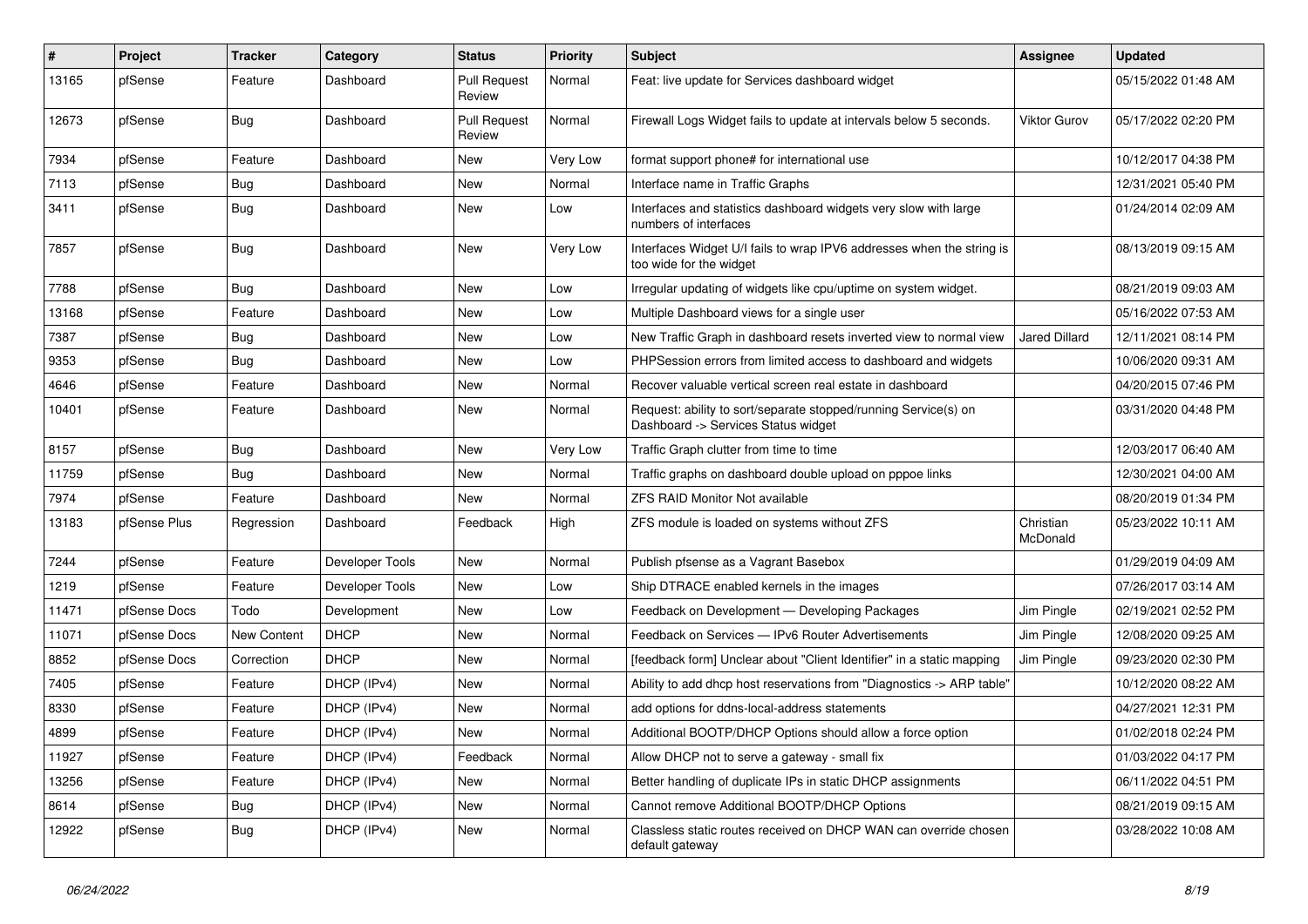| # | Project | Tracker | Category | Status | Priority | Subject | Assignee | Updated |
|---|---|---|---|---|---|---|---|---|
| 13165 | pfSense | Feature | Dashboard | Pull Request Review | Normal | Feat: live update for Services dashboard widget | | 05/15/2022 01:48 AM |
| 12673 | pfSense | Bug | Dashboard | Pull Request Review | Normal | Firewall Logs Widget fails to update at intervals below 5 seconds. | Viktor Gurov | 05/17/2022 02:20 PM |
| 7934 | pfSense | Feature | Dashboard | New | Very Low | format support phone# for international use | | 10/12/2017 04:38 PM |
| 7113 | pfSense | Bug | Dashboard | New | Normal | Interface name in Traffic Graphs | | 12/31/2021 05:40 PM |
| 3411 | pfSense | Bug | Dashboard | New | Low | Interfaces and statistics dashboard widgets very slow with large numbers of interfaces | | 01/24/2014 02:09 AM |
| 7857 | pfSense | Bug | Dashboard | New | Very Low | Interfaces Widget U/I fails to wrap IPV6 addresses when the string is too wide for the widget | | 08/13/2019 09:15 AM |
| 7788 | pfSense | Bug | Dashboard | New | Low | Irregular updating of widgets like cpu/uptime on system widget. | | 08/21/2019 09:03 AM |
| 13168 | pfSense | Feature | Dashboard | New | Low | Multiple Dashboard views for a single user | | 05/16/2022 07:53 AM |
| 7387 | pfSense | Bug | Dashboard | New | Low | New Traffic Graph in dashboard resets inverted view to normal view | Jared Dillard | 12/11/2021 08:14 PM |
| 9353 | pfSense | Bug | Dashboard | New | Low | PHPSession errors from limited access to dashboard and widgets | | 10/06/2020 09:31 AM |
| 4646 | pfSense | Feature | Dashboard | New | Normal | Recover valuable vertical screen real estate in dashboard | | 04/20/2015 07:46 PM |
| 10401 | pfSense | Feature | Dashboard | New | Normal | Request: ability to sort/separate stopped/running Service(s) on Dashboard -> Services Status widget | | 03/31/2020 04:48 PM |
| 8157 | pfSense | Bug | Dashboard | New | Very Low | Traffic Graph clutter from time to time | | 12/03/2017 06:40 AM |
| 11759 | pfSense | Bug | Dashboard | New | Normal | Traffic graphs on dashboard double upload on pppoe links | | 12/30/2021 04:00 AM |
| 7974 | pfSense | Feature | Dashboard | New | Normal | ZFS RAID Monitor Not available | | 08/20/2019 01:34 PM |
| 13183 | pfSense Plus | Regression | Dashboard | Feedback | High | ZFS module is loaded on systems without ZFS | Christian McDonald | 05/23/2022 10:11 AM |
| 7244 | pfSense | Feature | Developer Tools | New | Normal | Publish pfsense as a Vagrant Basebox | | 01/29/2019 04:09 AM |
| 1219 | pfSense | Feature | Developer Tools | New | Low | Ship DTRACE enabled kernels in the images | | 07/26/2017 03:14 AM |
| 11471 | pfSense Docs | Todo | Development | New | Low | Feedback on Development — Developing Packages | Jim Pingle | 02/19/2021 02:52 PM |
| 11071 | pfSense Docs | New Content | DHCP | New | Normal | Feedback on Services — IPv6 Router Advertisements | Jim Pingle | 12/08/2020 09:25 AM |
| 8852 | pfSense Docs | Correction | DHCP | New | Normal | [feedback form] Unclear about "Client Identifier" in a static mapping | Jim Pingle | 09/23/2020 02:30 PM |
| 7405 | pfSense | Feature | DHCP (IPv4) | New | Normal | Ability to add dhcp host reservations from "Diagnostics -> ARP table" | | 10/12/2020 08:22 AM |
| 8330 | pfSense | Feature | DHCP (IPv4) | New | Normal | add options for ddns-local-address statements | | 04/27/2021 12:31 PM |
| 4899 | pfSense | Feature | DHCP (IPv4) | New | Normal | Additional BOOTP/DHCP Options should allow a force option | | 01/02/2018 02:24 PM |
| 11927 | pfSense | Feature | DHCP (IPv4) | Feedback | Normal | Allow DHCP not to serve a gateway - small fix | | 01/03/2022 04:17 PM |
| 13256 | pfSense | Feature | DHCP (IPv4) | New | Normal | Better handling of duplicate IPs in static DHCP assignments | | 06/11/2022 04:51 PM |
| 8614 | pfSense | Bug | DHCP (IPv4) | New | Normal | Cannot remove Additional BOOTP/DHCP Options | | 08/21/2019 09:15 AM |
| 12922 | pfSense | Bug | DHCP (IPv4) | New | Normal | Classless static routes received on DHCP WAN can override chosen default gateway | | 03/28/2022 10:08 AM |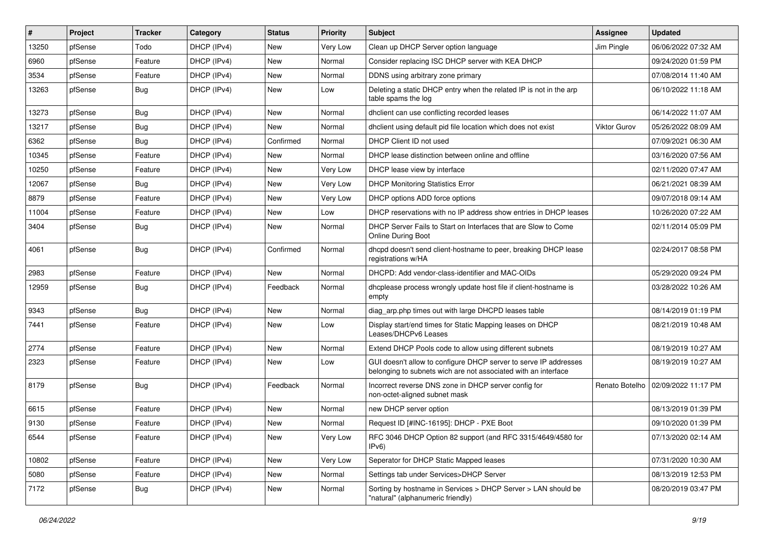| # | Project | Tracker | Category | Status | Priority | Subject | Assignee | Updated |
|---|---|---|---|---|---|---|---|---|
| 13250 | pfSense | Todo | DHCP (IPv4) | New | Very Low | Clean up DHCP Server option language | Jim Pingle | 06/06/2022 07:32 AM |
| 6960 | pfSense | Feature | DHCP (IPv4) | New | Normal | Consider replacing ISC DHCP server with KEA DHCP | | 09/24/2020 01:59 PM |
| 3534 | pfSense | Feature | DHCP (IPv4) | New | Normal | DDNS using arbitrary zone primary | | 07/08/2014 11:40 AM |
| 13263 | pfSense | Bug | DHCP (IPv4) | New | Low | Deleting a static DHCP entry when the related IP is not in the arp table spams the log | | 06/10/2022 11:18 AM |
| 13273 | pfSense | Bug | DHCP (IPv4) | New | Normal | dhclient can use conflicting recorded leases | | 06/14/2022 11:07 AM |
| 13217 | pfSense | Bug | DHCP (IPv4) | New | Normal | dhclient using default pid file location which does not exist | Viktor Gurov | 05/26/2022 08:09 AM |
| 6362 | pfSense | Bug | DHCP (IPv4) | Confirmed | Normal | DHCP Client ID not used | | 07/09/2021 06:30 AM |
| 10345 | pfSense | Feature | DHCP (IPv4) | New | Normal | DHCP lease distinction between online and offline | | 03/16/2020 07:56 AM |
| 10250 | pfSense | Feature | DHCP (IPv4) | New | Very Low | DHCP lease view by interface | | 02/11/2020 07:47 AM |
| 12067 | pfSense | Bug | DHCP (IPv4) | New | Very Low | DHCP Monitoring Statistics Error | | 06/21/2021 08:39 AM |
| 8879 | pfSense | Feature | DHCP (IPv4) | New | Very Low | DHCP options ADD force options | | 09/07/2018 09:14 AM |
| 11004 | pfSense | Feature | DHCP (IPv4) | New | Low | DHCP reservations with no IP address show entries in DHCP leases | | 10/26/2020 07:22 AM |
| 3404 | pfSense | Bug | DHCP (IPv4) | New | Normal | DHCP Server Fails to Start on Interfaces that are Slow to Come Online During Boot | | 02/11/2014 05:09 PM |
| 4061 | pfSense | Bug | DHCP (IPv4) | Confirmed | Normal | dhcpd doesn't send client-hostname to peer, breaking DHCP lease registrations w/HA | | 02/24/2017 08:58 PM |
| 2983 | pfSense | Feature | DHCP (IPv4) | New | Normal | DHCPD: Add vendor-class-identifier and MAC-OIDs | | 05/29/2020 09:24 PM |
| 12959 | pfSense | Bug | DHCP (IPv4) | Feedback | Normal | dhcplease process wrongly update host file if client-hostname is empty | | 03/28/2022 10:26 AM |
| 9343 | pfSense | Bug | DHCP (IPv4) | New | Normal | diag_arp.php times out with large DHCPD leases table | | 08/14/2019 01:19 PM |
| 7441 | pfSense | Feature | DHCP (IPv4) | New | Low | Display start/end times for Static Mapping leases on DHCP Leases/DHCPv6 Leases | | 08/21/2019 10:48 AM |
| 2774 | pfSense | Feature | DHCP (IPv4) | New | Normal | Extend DHCP Pools code to allow using different subnets | | 08/19/2019 10:27 AM |
| 2323 | pfSense | Feature | DHCP (IPv4) | New | Low | GUI doesn't allow to configure DHCP server to serve IP addresses belonging to subnets wich are not associated with an interface | | 08/19/2019 10:27 AM |
| 8179 | pfSense | Bug | DHCP (IPv4) | Feedback | Normal | Incorrect reverse DNS zone in DHCP server config for non-octet-aligned subnet mask | Renato Botelho | 02/09/2022 11:17 PM |
| 6615 | pfSense | Feature | DHCP (IPv4) | New | Normal | new DHCP server option | | 08/13/2019 01:39 PM |
| 9130 | pfSense | Feature | DHCP (IPv4) | New | Normal | Request ID [#INC-16195]: DHCP - PXE Boot | | 09/10/2020 01:39 PM |
| 6544 | pfSense | Feature | DHCP (IPv4) | New | Very Low | RFC 3046 DHCP Option 82 support (and RFC 3315/4649/4580 for IPv6) | | 07/13/2020 02:14 AM |
| 10802 | pfSense | Feature | DHCP (IPv4) | New | Very Low | Seperator for DHCP Static Mapped leases | | 07/31/2020 10:30 AM |
| 5080 | pfSense | Feature | DHCP (IPv4) | New | Normal | Settings tab under Services>DHCP Server | | 08/13/2019 12:53 PM |
| 7172 | pfSense | Bug | DHCP (IPv4) | New | Normal | Sorting by hostname in Services > DHCP Server > LAN should be "natural" (alphanumeric friendly) | | 08/20/2019 03:47 PM |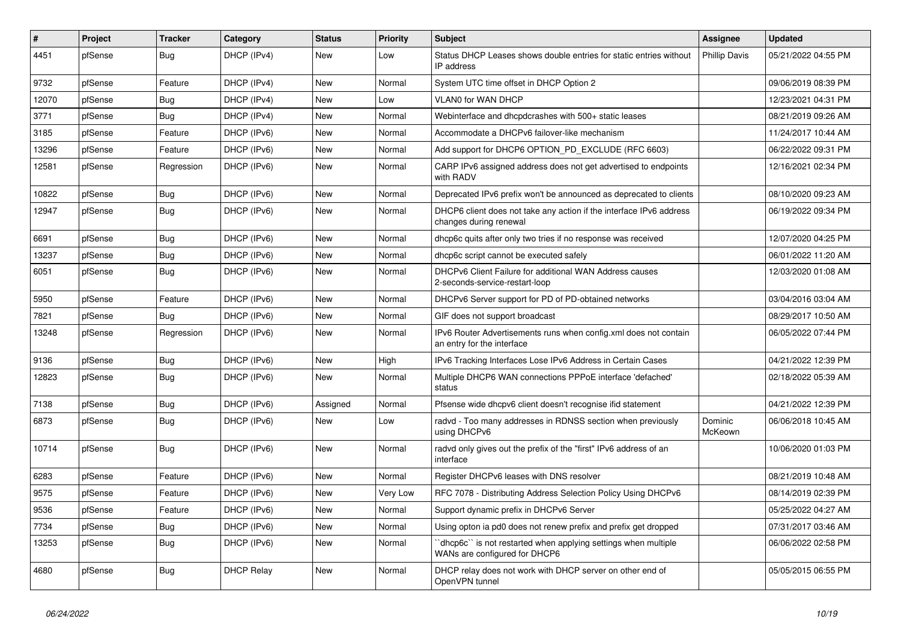| # | Project | Tracker | Category | Status | Priority | Subject | Assignee | Updated |
|---|---|---|---|---|---|---|---|---|
| 4451 | pfSense | Bug | DHCP (IPv4) | New | Low | Status DHCP Leases shows double entries for static entries without IP address | Phillip Davis | 05/21/2022 04:55 PM |
| 9732 | pfSense | Feature | DHCP (IPv4) | New | Normal | System UTC time offset in DHCP Option 2 | | 09/06/2019 08:39 PM |
| 12070 | pfSense | Bug | DHCP (IPv4) | New | Low | VLAN0 for WAN DHCP | | 12/23/2021 04:31 PM |
| 3771 | pfSense | Bug | DHCP (IPv4) | New | Normal | Webinterface and dhcpdcrashes with 500+ static leases | | 08/21/2019 09:26 AM |
| 3185 | pfSense | Feature | DHCP (IPv6) | New | Normal | Accommodate a DHCPv6 failover-like mechanism | | 11/24/2017 10:44 AM |
| 13296 | pfSense | Feature | DHCP (IPv6) | New | Normal | Add support for DHCP6 OPTION_PD_EXCLUDE (RFC 6603) | | 06/22/2022 09:31 PM |
| 12581 | pfSense | Regression | DHCP (IPv6) | New | Normal | CARP IPv6 assigned address does not get advertised to endpoints with RADV | | 12/16/2021 02:34 PM |
| 10822 | pfSense | Bug | DHCP (IPv6) | New | Normal | Deprecated IPv6 prefix won't be announced as deprecated to clients | | 08/10/2020 09:23 AM |
| 12947 | pfSense | Bug | DHCP (IPv6) | New | Normal | DHCP6 client does not take any action if the interface IPv6 address changes during renewal | | 06/19/2022 09:34 PM |
| 6691 | pfSense | Bug | DHCP (IPv6) | New | Normal | dhcp6c quits after only two tries if no response was received | | 12/07/2020 04:25 PM |
| 13237 | pfSense | Bug | DHCP (IPv6) | New | Normal | dhcp6c script cannot be executed safely | | 06/01/2022 11:20 AM |
| 6051 | pfSense | Bug | DHCP (IPv6) | New | Normal | DHCPv6 Client Failure for additional WAN Address causes 2-seconds-service-restart-loop | | 12/03/2020 01:08 AM |
| 5950 | pfSense | Feature | DHCP (IPv6) | New | Normal | DHCPv6 Server support for PD of PD-obtained networks | | 03/04/2016 03:04 AM |
| 7821 | pfSense | Bug | DHCP (IPv6) | New | Normal | GIF does not support broadcast | | 08/29/2017 10:50 AM |
| 13248 | pfSense | Regression | DHCP (IPv6) | New | Normal | IPv6 Router Advertisements runs when config.xml does not contain an entry for the interface | | 06/05/2022 07:44 PM |
| 9136 | pfSense | Bug | DHCP (IPv6) | New | High | IPv6 Tracking Interfaces Lose IPv6 Address in Certain Cases | | 04/21/2022 12:39 PM |
| 12823 | pfSense | Bug | DHCP (IPv6) | New | Normal | Multiple DHCP6 WAN connections PPPoE interface 'defached' status | | 02/18/2022 05:39 AM |
| 7138 | pfSense | Bug | DHCP (IPv6) | Assigned | Normal | Pfsense wide dhcpv6 client doesn't recognise ifid statement | | 04/21/2022 12:39 PM |
| 6873 | pfSense | Bug | DHCP (IPv6) | New | Low | radvd - Too many addresses in RDNSS section when previously using DHCPv6 | Dominic McKeown | 06/06/2018 10:45 AM |
| 10714 | pfSense | Bug | DHCP (IPv6) | New | Normal | radvd only gives out the prefix of the "first" IPv6 address of an interface | | 10/06/2020 01:03 PM |
| 6283 | pfSense | Feature | DHCP (IPv6) | New | Normal | Register DHCPv6 leases with DNS resolver | | 08/21/2019 10:48 AM |
| 9575 | pfSense | Feature | DHCP (IPv6) | New | Very Low | RFC 7078 - Distributing Address Selection Policy Using DHCPv6 | | 08/14/2019 02:39 PM |
| 9536 | pfSense | Feature | DHCP (IPv6) | New | Normal | Support dynamic prefix in DHCPv6 Server | | 05/25/2022 04:27 AM |
| 7734 | pfSense | Bug | DHCP (IPv6) | New | Normal | Using opton ia pd0 does not renew prefix and prefix get dropped | | 07/31/2017 03:46 AM |
| 13253 | pfSense | Bug | DHCP (IPv6) | New | Normal | ``dhcp6c`` is not restarted when applying settings when multiple WANs are configured for DHCP6 | | 06/06/2022 02:58 PM |
| 4680 | pfSense | Bug | DHCP Relay | New | Normal | DHCP relay does not work with DHCP server on other end of OpenVPN tunnel | | 05/05/2015 06:55 PM |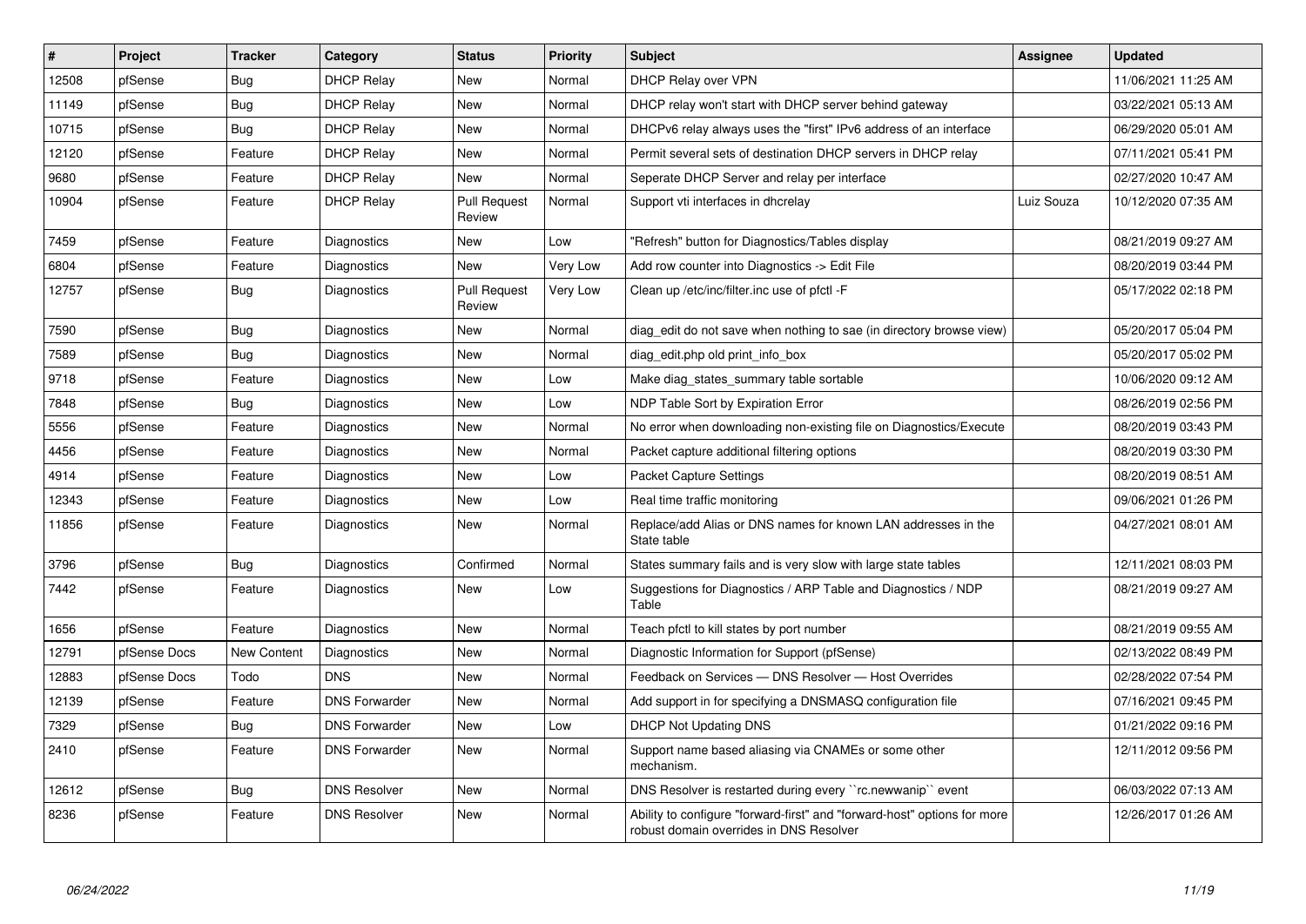| # | Project | Tracker | Category | Status | Priority | Subject | Assignee | Updated |
|---|---|---|---|---|---|---|---|---|
| 12508 | pfSense | Bug | DHCP Relay | New | Normal | DHCP Relay over VPN | | 11/06/2021 11:25 AM |
| 11149 | pfSense | Bug | DHCP Relay | New | Normal | DHCP relay won't start with DHCP server behind gateway | | 03/22/2021 05:13 AM |
| 10715 | pfSense | Bug | DHCP Relay | New | Normal | DHCPv6 relay always uses the "first" IPv6 address of an interface | | 06/29/2020 05:01 AM |
| 12120 | pfSense | Feature | DHCP Relay | New | Normal | Permit several sets of destination DHCP servers in DHCP relay | | 07/11/2021 05:41 PM |
| 9680 | pfSense | Feature | DHCP Relay | New | Normal | Seperate DHCP Server and relay per interface | | 02/27/2020 10:47 AM |
| 10904 | pfSense | Feature | DHCP Relay | Pull Request Review | Normal | Support vti interfaces in dhcrelay | Luiz Souza | 10/12/2020 07:35 AM |
| 7459 | pfSense | Feature | Diagnostics | New | Low | "Refresh" button for Diagnostics/Tables display | | 08/21/2019 09:27 AM |
| 6804 | pfSense | Feature | Diagnostics | New | Very Low | Add row counter into Diagnostics -> Edit File | | 08/20/2019 03:44 PM |
| 12757 | pfSense | Bug | Diagnostics | Pull Request Review | Very Low | Clean up /etc/inc/filter.inc use of pfctl -F | | 05/17/2022 02:18 PM |
| 7590 | pfSense | Bug | Diagnostics | New | Normal | diag_edit do not save when nothing to sae (in directory browse view) | | 05/20/2017 05:04 PM |
| 7589 | pfSense | Bug | Diagnostics | New | Normal | diag_edit.php old print_info_box | | 05/20/2017 05:02 PM |
| 9718 | pfSense | Feature | Diagnostics | New | Low | Make diag_states_summary table sortable | | 10/06/2020 09:12 AM |
| 7848 | pfSense | Bug | Diagnostics | New | Low | NDP Table Sort by Expiration Error | | 08/26/2019 02:56 PM |
| 5556 | pfSense | Feature | Diagnostics | New | Normal | No error when downloading non-existing file on Diagnostics/Execute | | 08/20/2019 03:43 PM |
| 4456 | pfSense | Feature | Diagnostics | New | Normal | Packet capture additional filtering options | | 08/20/2019 03:30 PM |
| 4914 | pfSense | Feature | Diagnostics | New | Low | Packet Capture Settings | | 08/20/2019 08:51 AM |
| 12343 | pfSense | Feature | Diagnostics | New | Low | Real time traffic monitoring | | 09/06/2021 01:26 PM |
| 11856 | pfSense | Feature | Diagnostics | New | Normal | Replace/add Alias or DNS names for known LAN addresses in the State table | | 04/27/2021 08:01 AM |
| 3796 | pfSense | Bug | Diagnostics | Confirmed | Normal | States summary fails and is very slow with large state tables | | 12/11/2021 08:03 PM |
| 7442 | pfSense | Feature | Diagnostics | New | Low | Suggestions for Diagnostics / ARP Table and Diagnostics / NDP Table | | 08/21/2019 09:27 AM |
| 1656 | pfSense | Feature | Diagnostics | New | Normal | Teach pfctl to kill states by port number | | 08/21/2019 09:55 AM |
| 12791 | pfSense Docs | New Content | Diagnostics | New | Normal | Diagnostic Information for Support (pfSense) | | 02/13/2022 08:49 PM |
| 12883 | pfSense Docs | Todo | DNS | New | Normal | Feedback on Services — DNS Resolver — Host Overrides | | 02/28/2022 07:54 PM |
| 12139 | pfSense | Feature | DNS Forwarder | New | Normal | Add support in for specifying a DNSMASQ configuration file | | 07/16/2021 09:45 PM |
| 7329 | pfSense | Bug | DNS Forwarder | New | Low | DHCP Not Updating DNS | | 01/21/2022 09:16 PM |
| 2410 | pfSense | Feature | DNS Forwarder | New | Normal | Support name based aliasing via CNAMEs or some other mechanism. | | 12/11/2012 09:56 PM |
| 12612 | pfSense | Bug | DNS Resolver | New | Normal | DNS Resolver is restarted during every ``rc.newwanip`` event | | 06/03/2022 07:13 AM |
| 8236 | pfSense | Feature | DNS Resolver | New | Normal | Ability to configure "forward-first" and "forward-host" options for more robust domain overrides in DNS Resolver | | 12/26/2017 01:26 AM |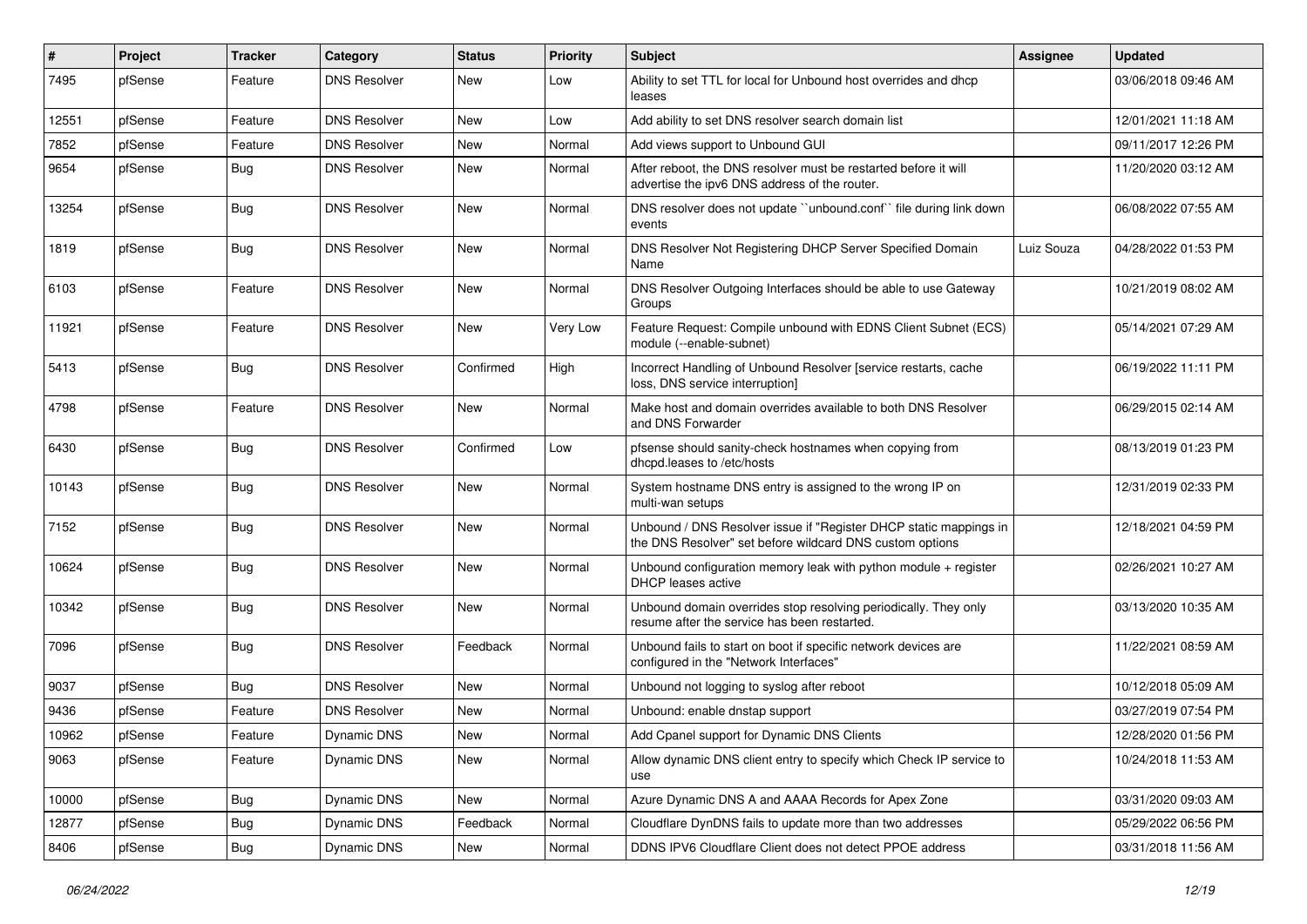| # | Project | Tracker | Category | Status | Priority | Subject | Assignee | Updated |
|---|---|---|---|---|---|---|---|---|
| 7495 | pfSense | Feature | DNS Resolver | New | Low | Ability to set TTL for local for Unbound host overrides and dhcp leases | | 03/06/2018 09:46 AM |
| 12551 | pfSense | Feature | DNS Resolver | New | Low | Add ability to set DNS resolver search domain list | | 12/01/2021 11:18 AM |
| 7852 | pfSense | Feature | DNS Resolver | New | Normal | Add views support to Unbound GUI | | 09/11/2017 12:26 PM |
| 9654 | pfSense | Bug | DNS Resolver | New | Normal | After reboot, the DNS resolver must be restarted before it will advertise the ipv6 DNS address of the router. | | 11/20/2020 03:12 AM |
| 13254 | pfSense | Bug | DNS Resolver | New | Normal | DNS resolver does not update ``unbound.conf`` file during link down events | | 06/08/2022 07:55 AM |
| 1819 | pfSense | Bug | DNS Resolver | New | Normal | DNS Resolver Not Registering DHCP Server Specified Domain Name | Luiz Souza | 04/28/2022 01:53 PM |
| 6103 | pfSense | Feature | DNS Resolver | New | Normal | DNS Resolver Outgoing Interfaces should be able to use Gateway Groups | | 10/21/2019 08:02 AM |
| 11921 | pfSense | Feature | DNS Resolver | New | Very Low | Feature Request: Compile unbound with EDNS Client Subnet (ECS) module (--enable-subnet) | | 05/14/2021 07:29 AM |
| 5413 | pfSense | Bug | DNS Resolver | Confirmed | High | Incorrect Handling of Unbound Resolver [service restarts, cache loss, DNS service interruption] | | 06/19/2022 11:11 PM |
| 4798 | pfSense | Feature | DNS Resolver | New | Normal | Make host and domain overrides available to both DNS Resolver and DNS Forwarder | | 06/29/2015 02:14 AM |
| 6430 | pfSense | Bug | DNS Resolver | Confirmed | Low | pfsense should sanity-check hostnames when copying from dhcpd.leases to /etc/hosts | | 08/13/2019 01:23 PM |
| 10143 | pfSense | Bug | DNS Resolver | New | Normal | System hostname DNS entry is assigned to the wrong IP on multi-wan setups | | 12/31/2019 02:33 PM |
| 7152 | pfSense | Bug | DNS Resolver | New | Normal | Unbound / DNS Resolver issue if "Register DHCP static mappings in the DNS Resolver" set before wildcard DNS custom options | | 12/18/2021 04:59 PM |
| 10624 | pfSense | Bug | DNS Resolver | New | Normal | Unbound configuration memory leak with python module + register DHCP leases active | | 02/26/2021 10:27 AM |
| 10342 | pfSense | Bug | DNS Resolver | New | Normal | Unbound domain overrides stop resolving periodically. They only resume after the service has been restarted. | | 03/13/2020 10:35 AM |
| 7096 | pfSense | Bug | DNS Resolver | Feedback | Normal | Unbound fails to start on boot if specific network devices are configured in the "Network Interfaces" | | 11/22/2021 08:59 AM |
| 9037 | pfSense | Bug | DNS Resolver | New | Normal | Unbound not logging to syslog after reboot | | 10/12/2018 05:09 AM |
| 9436 | pfSense | Feature | DNS Resolver | New | Normal | Unbound: enable dnstap support | | 03/27/2019 07:54 PM |
| 10962 | pfSense | Feature | Dynamic DNS | New | Normal | Add Cpanel support for Dynamic DNS Clients | | 12/28/2020 01:56 PM |
| 9063 | pfSense | Feature | Dynamic DNS | New | Normal | Allow dynamic DNS client entry to specify which Check IP service to use | | 10/24/2018 11:53 AM |
| 10000 | pfSense | Bug | Dynamic DNS | New | Normal | Azure Dynamic DNS A and AAAA Records for Apex Zone | | 03/31/2020 09:03 AM |
| 12877 | pfSense | Bug | Dynamic DNS | Feedback | Normal | Cloudflare DynDNS fails to update more than two addresses | | 05/29/2022 06:56 PM |
| 8406 | pfSense | Bug | Dynamic DNS | New | Normal | DDNS IPV6 Cloudflare Client does not detect PPOE address | | 03/31/2018 11:56 AM |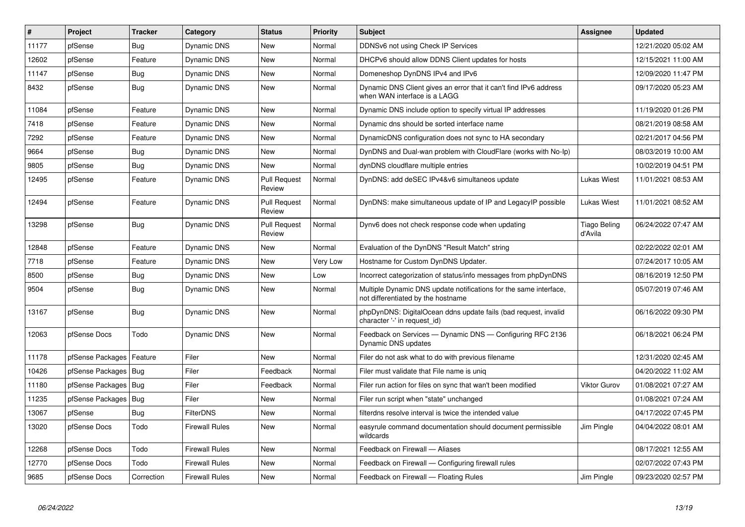| # | Project | Tracker | Category | Status | Priority | Subject | Assignee | Updated |
|---|---|---|---|---|---|---|---|---|
| 11177 | pfSense | Bug | Dynamic DNS | New | Normal | DDNSv6 not using Check IP Services | | 12/21/2020 05:02 AM |
| 12602 | pfSense | Feature | Dynamic DNS | New | Normal | DHCPv6 should allow DDNS Client updates for hosts | | 12/15/2021 11:00 AM |
| 11147 | pfSense | Bug | Dynamic DNS | New | Normal | Domeneshop DynDNS IPv4 and IPv6 | | 12/09/2020 11:47 PM |
| 8432 | pfSense | Bug | Dynamic DNS | New | Normal | Dynamic DNS Client gives an error that it can't find IPv6 address when WAN interface is a LAGG | | 09/17/2020 05:23 AM |
| 11084 | pfSense | Feature | Dynamic DNS | New | Normal | Dynamic DNS include option to specify virtual IP addresses | | 11/19/2020 01:26 PM |
| 7418 | pfSense | Feature | Dynamic DNS | New | Normal | Dynamic dns should be sorted interface name | | 08/21/2019 08:58 AM |
| 7292 | pfSense | Feature | Dynamic DNS | New | Normal | DynamicDNS configuration does not sync to HA secondary | | 02/21/2017 04:56 PM |
| 9664 | pfSense | Bug | Dynamic DNS | New | Normal | DynDNS and Dual-wan problem with CloudFlare (works with No-Ip) | | 08/03/2019 10:00 AM |
| 9805 | pfSense | Bug | Dynamic DNS | New | Normal | dynDNS cloudflare multiple entries | | 10/02/2019 04:51 PM |
| 12495 | pfSense | Feature | Dynamic DNS | Pull Request Review | Normal | DynDNS: add deSEC IPv4&v6 simultaneos update | Lukas Wiest | 11/01/2021 08:53 AM |
| 12494 | pfSense | Feature | Dynamic DNS | Pull Request Review | Normal | DynDNS: make simultaneous update of IP and LegacyIP possible | Lukas Wiest | 11/01/2021 08:52 AM |
| 13298 | pfSense | Bug | Dynamic DNS | Pull Request Review | Normal | Dynv6 does not check response code when updating | Tiago Beling d'Avila | 06/24/2022 07:47 AM |
| 12848 | pfSense | Feature | Dynamic DNS | New | Normal | Evaluation of the DynDNS "Result Match" string | | 02/22/2022 02:01 AM |
| 7718 | pfSense | Feature | Dynamic DNS | New | Very Low | Hostname for Custom DynDNS Updater. | | 07/24/2017 10:05 AM |
| 8500 | pfSense | Bug | Dynamic DNS | New | Low | Incorrect categorization of status/info messages from phpDynDNS | | 08/16/2019 12:50 PM |
| 9504 | pfSense | Bug | Dynamic DNS | New | Normal | Multiple Dynamic DNS update notifications for the same interface, not differentiated by the hostname | | 05/07/2019 07:46 AM |
| 13167 | pfSense | Bug | Dynamic DNS | New | Normal | phpDynDNS: DigitalOcean ddns update fails (bad request, invalid character '-' in request_id) | | 06/16/2022 09:30 PM |
| 12063 | pfSense Docs | Todo | Dynamic DNS | New | Normal | Feedback on Services — Dynamic DNS — Configuring RFC 2136 Dynamic DNS updates | | 06/18/2021 06:24 PM |
| 11178 | pfSense Packages | Feature | Filer | New | Normal | Filer do not ask what to do with previous filename | | 12/31/2020 02:45 AM |
| 10426 | pfSense Packages | Bug | Filer | Feedback | Normal | Filer must validate that File name is uniq | | 04/20/2022 11:02 AM |
| 11180 | pfSense Packages | Bug | Filer | Feedback | Normal | Filer run action for files on sync that wan't been modified | Viktor Gurov | 01/08/2021 07:27 AM |
| 11235 | pfSense Packages | Bug | Filer | New | Normal | Filer run script when "state" unchanged | | 01/08/2021 07:24 AM |
| 13067 | pfSense | Bug | FilterDNS | New | Normal | filterdns resolve interval is twice the intended value | | 04/17/2022 07:45 PM |
| 13020 | pfSense Docs | Todo | Firewall Rules | New | Normal | easyrule command documentation should document permissible wildcards | Jim Pingle | 04/04/2022 08:01 AM |
| 12268 | pfSense Docs | Todo | Firewall Rules | New | Normal | Feedback on Firewall — Aliases | | 08/17/2021 12:55 AM |
| 12770 | pfSense Docs | Todo | Firewall Rules | New | Normal | Feedback on Firewall — Configuring firewall rules | | 02/07/2022 07:43 PM |
| 9685 | pfSense Docs | Correction | Firewall Rules | New | Normal | Feedback on Firewall — Floating Rules | Jim Pingle | 09/23/2020 02:57 PM |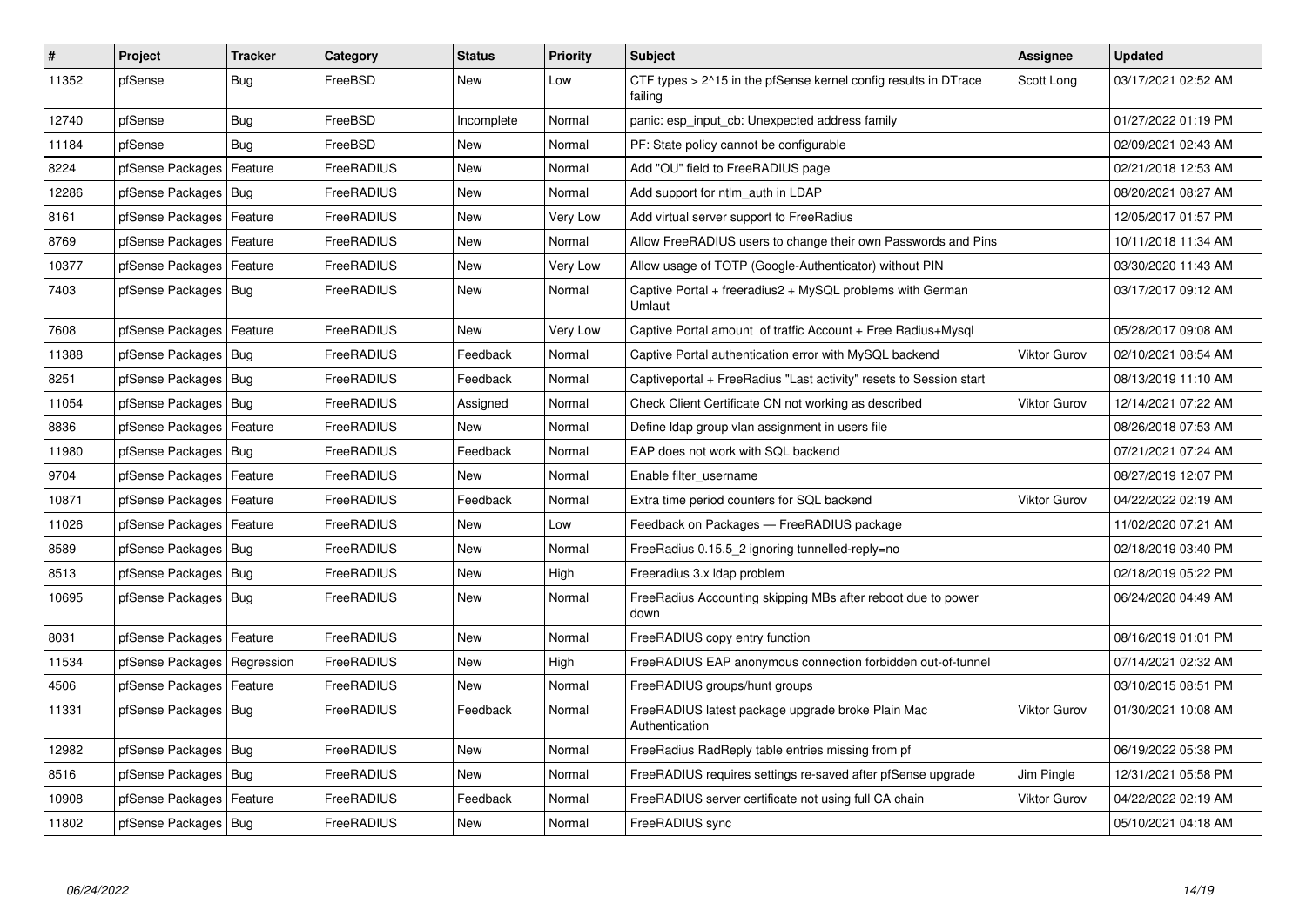| # | Project | Tracker | Category | Status | Priority | Subject | Assignee | Updated |
|---|---|---|---|---|---|---|---|---|
| 11352 | pfSense | Bug | FreeBSD | New | Low | CTF types > 2^15 in the pfSense kernel config results in DTrace failing | Scott Long | 03/17/2021 02:52 AM |
| 12740 | pfSense | Bug | FreeBSD | Incomplete | Normal | panic: esp_input_cb: Unexpected address family | | 01/27/2022 01:19 PM |
| 11184 | pfSense | Bug | FreeBSD | New | Normal | PF: State policy cannot be configurable | | 02/09/2021 02:43 AM |
| 8224 | pfSense Packages | Feature | FreeRADIUS | New | Normal | Add "OU" field to FreeRADIUS page | | 02/21/2018 12:53 AM |
| 12286 | pfSense Packages | Bug | FreeRADIUS | New | Normal | Add support for ntlm_auth in LDAP | | 08/20/2021 08:27 AM |
| 8161 | pfSense Packages | Feature | FreeRADIUS | New | Very Low | Add virtual server support to FreeRadius | | 12/05/2017 01:57 PM |
| 8769 | pfSense Packages | Feature | FreeRADIUS | New | Normal | Allow FreeRADIUS users to change their own Passwords and Pins | | 10/11/2018 11:34 AM |
| 10377 | pfSense Packages | Feature | FreeRADIUS | New | Very Low | Allow usage of TOTP (Google-Authenticator) without PIN | | 03/30/2020 11:43 AM |
| 7403 | pfSense Packages | Bug | FreeRADIUS | New | Normal | Captive Portal + freeradius2 + MySQL problems with German Umlaut | | 03/17/2017 09:12 AM |
| 7608 | pfSense Packages | Feature | FreeRADIUS | New | Very Low | Captive Portal amount of traffic Account + Free Radius+Mysql | | 05/28/2017 09:08 AM |
| 11388 | pfSense Packages | Bug | FreeRADIUS | Feedback | Normal | Captive Portal authentication error with MySQL backend | Viktor Gurov | 02/10/2021 08:54 AM |
| 8251 | pfSense Packages | Bug | FreeRADIUS | Feedback | Normal | Captiveportal + FreeRadius "Last activity" resets to Session start | | 08/13/2019 11:10 AM |
| 11054 | pfSense Packages | Bug | FreeRADIUS | Assigned | Normal | Check Client Certificate CN not working as described | Viktor Gurov | 12/14/2021 07:22 AM |
| 8836 | pfSense Packages | Feature | FreeRADIUS | New | Normal | Define ldap group vlan assignment in users file | | 08/26/2018 07:53 AM |
| 11980 | pfSense Packages | Bug | FreeRADIUS | Feedback | Normal | EAP does not work with SQL backend | | 07/21/2021 07:24 AM |
| 9704 | pfSense Packages | Feature | FreeRADIUS | New | Normal | Enable filter_username | | 08/27/2019 12:07 PM |
| 10871 | pfSense Packages | Feature | FreeRADIUS | Feedback | Normal | Extra time period counters for SQL backend | Viktor Gurov | 04/22/2022 02:19 AM |
| 11026 | pfSense Packages | Feature | FreeRADIUS | New | Low | Feedback on Packages — FreeRADIUS package | | 11/02/2020 07:21 AM |
| 8589 | pfSense Packages | Bug | FreeRADIUS | New | Normal | FreeRadius 0.15.5_2 ignoring tunnelled-reply=no | | 02/18/2019 03:40 PM |
| 8513 | pfSense Packages | Bug | FreeRADIUS | New | High | Freeradius 3.x ldap problem | | 02/18/2019 05:22 PM |
| 10695 | pfSense Packages | Bug | FreeRADIUS | New | Normal | FreeRadius Accounting skipping MBs after reboot due to power down | | 06/24/2020 04:49 AM |
| 8031 | pfSense Packages | Feature | FreeRADIUS | New | Normal | FreeRADIUS copy entry function | | 08/16/2019 01:01 PM |
| 11534 | pfSense Packages | Regression | FreeRADIUS | New | High | FreeRADIUS EAP anonymous connection forbidden out-of-tunnel | | 07/14/2021 02:32 AM |
| 4506 | pfSense Packages | Feature | FreeRADIUS | New | Normal | FreeRADIUS groups/hunt groups | | 03/10/2015 08:51 PM |
| 11331 | pfSense Packages | Bug | FreeRADIUS | Feedback | Normal | FreeRADIUS latest package upgrade broke Plain Mac Authentication | Viktor Gurov | 01/30/2021 10:08 AM |
| 12982 | pfSense Packages | Bug | FreeRADIUS | New | Normal | FreeRadius RadReply table entries missing from pf | | 06/19/2022 05:38 PM |
| 8516 | pfSense Packages | Bug | FreeRADIUS | New | Normal | FreeRADIUS requires settings re-saved after pfSense upgrade | Jim Pingle | 12/31/2021 05:58 PM |
| 10908 | pfSense Packages | Feature | FreeRADIUS | Feedback | Normal | FreeRADIUS server certificate not using full CA chain | Viktor Gurov | 04/22/2022 02:19 AM |
| 11802 | pfSense Packages | Bug | FreeRADIUS | New | Normal | FreeRADIUS sync | | 05/10/2021 04:18 AM |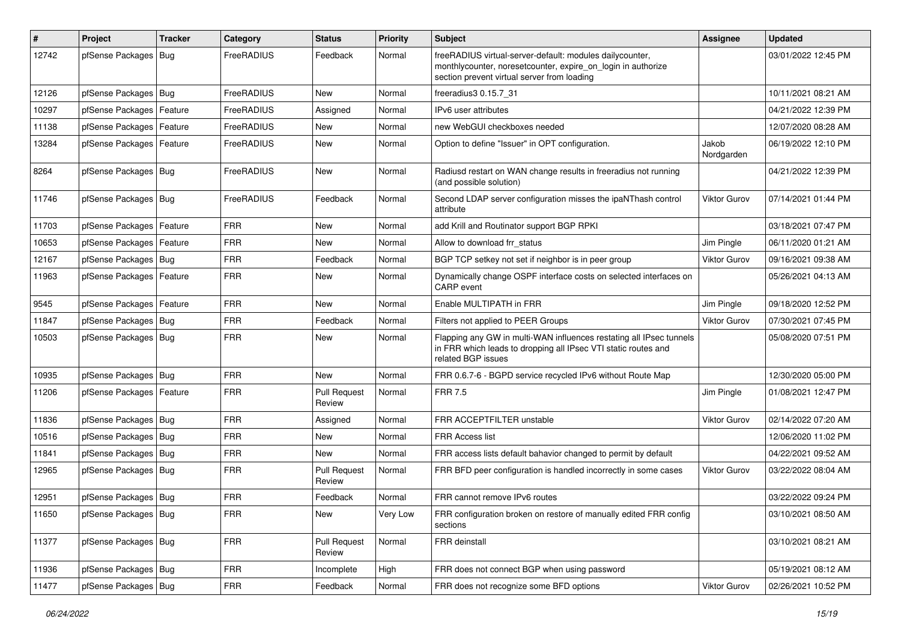| # | Project | Tracker | Category | Status | Priority | Subject | Assignee | Updated |
|---|---|---|---|---|---|---|---|---|
| 12742 | pfSense Packages | Bug | FreeRADIUS | Feedback | Normal | freeRADIUS virtual-server-default: modules dailycounter, monthlycounter, noresetcounter, expire_on_login in authorize section prevent virtual server from loading | | 03/01/2022 12:45 PM |
| 12126 | pfSense Packages | Bug | FreeRADIUS | New | Normal | freeradius3 0.15.7_31 | | 10/11/2021 08:21 AM |
| 10297 | pfSense Packages | Feature | FreeRADIUS | Assigned | Normal | IPv6 user attributes | | 04/21/2022 12:39 PM |
| 11138 | pfSense Packages | Feature | FreeRADIUS | New | Normal | new WebGUI checkboxes needed | | 12/07/2020 08:28 AM |
| 13284 | pfSense Packages | Feature | FreeRADIUS | New | Normal | Option to define "Issuer" in OPT configuration. | Jakob Nordgarden | 06/19/2022 12:10 PM |
| 8264 | pfSense Packages | Bug | FreeRADIUS | New | Normal | Radiusd restart on WAN change results in freeradius not running (and possible solution) | | 04/21/2022 12:39 PM |
| 11746 | pfSense Packages | Bug | FreeRADIUS | Feedback | Normal | Second LDAP server configuration misses the ipaNThash control attribute | Viktor Gurov | 07/14/2021 01:44 PM |
| 11703 | pfSense Packages | Feature | FRR | New | Normal | add Krill and Routinator support BGP RPKI | | 03/18/2021 07:47 PM |
| 10653 | pfSense Packages | Feature | FRR | New | Normal | Allow to download frr_status | Jim Pingle | 06/11/2020 01:21 AM |
| 12167 | pfSense Packages | Bug | FRR | Feedback | Normal | BGP TCP setkey not set if neighbor is in peer group | Viktor Gurov | 09/16/2021 09:38 AM |
| 11963 | pfSense Packages | Feature | FRR | New | Normal | Dynamically change OSPF interface costs on selected interfaces on CARP event | | 05/26/2021 04:13 AM |
| 9545 | pfSense Packages | Feature | FRR | New | Normal | Enable MULTIPATH in FRR | Jim Pingle | 09/18/2020 12:52 PM |
| 11847 | pfSense Packages | Bug | FRR | Feedback | Normal | Filters not applied to PEER Groups | Viktor Gurov | 07/30/2021 07:45 PM |
| 10503 | pfSense Packages | Bug | FRR | New | Normal | Flapping any GW in multi-WAN influences restating all IPsec tunnels in FRR which leads to dropping all IPsec VTI static routes and related BGP issues | | 05/08/2020 07:51 PM |
| 10935 | pfSense Packages | Bug | FRR | New | Normal | FRR 0.6.7-6 - BGPD service recycled IPv6 without Route Map | | 12/30/2020 05:00 PM |
| 11206 | pfSense Packages | Feature | FRR | Pull Request Review | Normal | FRR 7.5 | Jim Pingle | 01/08/2021 12:47 PM |
| 11836 | pfSense Packages | Bug | FRR | Assigned | Normal | FRR ACCEPTFILTER unstable | Viktor Gurov | 02/14/2022 07:20 AM |
| 10516 | pfSense Packages | Bug | FRR | New | Normal | FRR Access list | | 12/06/2020 11:02 PM |
| 11841 | pfSense Packages | Bug | FRR | New | Normal | FRR access lists default bahavior changed to permit by default | | 04/22/2021 09:52 AM |
| 12965 | pfSense Packages | Bug | FRR | Pull Request Review | Normal | FRR BFD peer configuration is handled incorrectly in some cases | Viktor Gurov | 03/22/2022 08:04 AM |
| 12951 | pfSense Packages | Bug | FRR | Feedback | Normal | FRR cannot remove IPv6 routes | | 03/22/2022 09:24 PM |
| 11650 | pfSense Packages | Bug | FRR | New | Very Low | FRR configuration broken on restore of manually edited FRR config sections | | 03/10/2021 08:50 AM |
| 11377 | pfSense Packages | Bug | FRR | Pull Request Review | Normal | FRR deinstall | | 03/10/2021 08:21 AM |
| 11936 | pfSense Packages | Bug | FRR | Incomplete | High | FRR does not connect BGP when using password | | 05/19/2021 08:12 AM |
| 11477 | pfSense Packages | Bug | FRR | Feedback | Normal | FRR does not recognize some BFD options | Viktor Gurov | 02/26/2021 10:52 PM |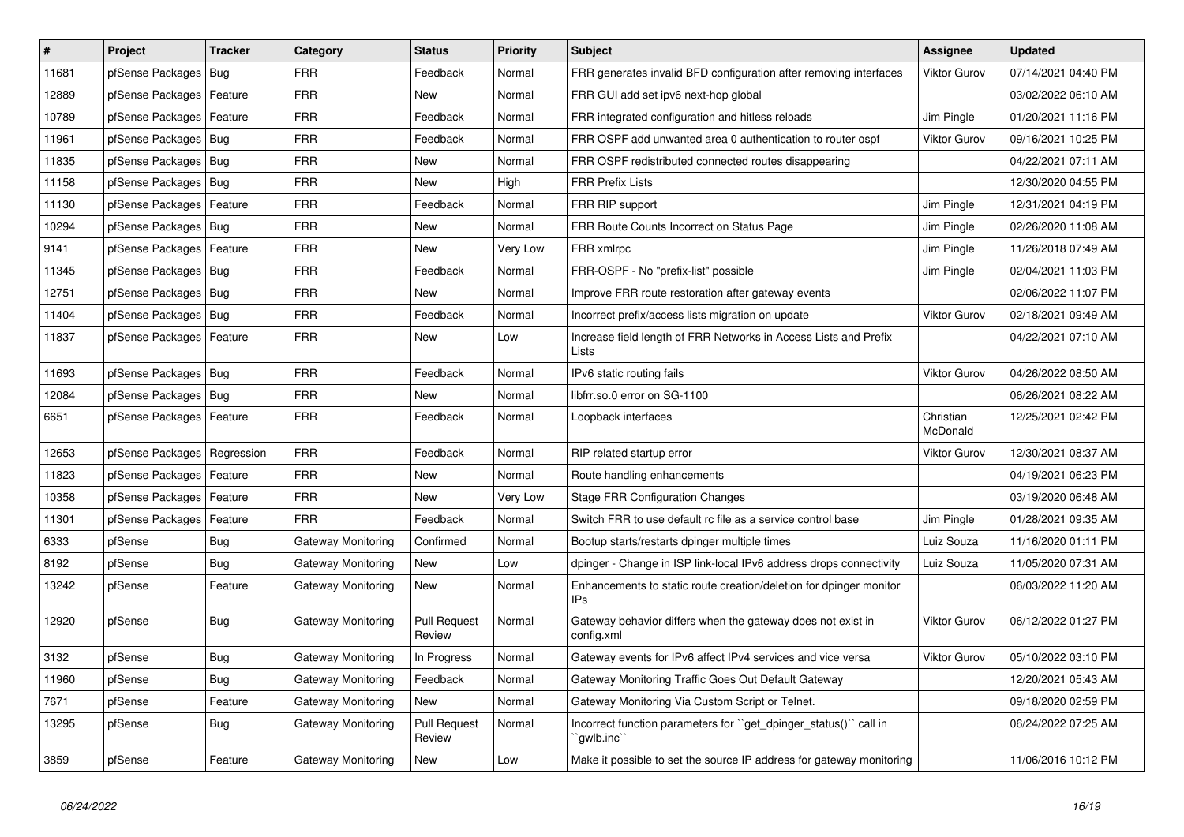| # | Project | Tracker | Category | Status | Priority | Subject | Assignee | Updated |
|---|---|---|---|---|---|---|---|---|
| 11681 | pfSense Packages | Bug | FRR | Feedback | Normal | FRR generates invalid BFD configuration after removing interfaces | Viktor Gurov | 07/14/2021 04:40 PM |
| 12889 | pfSense Packages | Feature | FRR | New | Normal | FRR GUI add set ipv6 next-hop global | | 03/02/2022 06:10 AM |
| 10789 | pfSense Packages | Feature | FRR | Feedback | Normal | FRR integrated configuration and hitless reloads | Jim Pingle | 01/20/2021 11:16 PM |
| 11961 | pfSense Packages | Bug | FRR | Feedback | Normal | FRR OSPF add unwanted area 0 authentication to router ospf | Viktor Gurov | 09/16/2021 10:25 PM |
| 11835 | pfSense Packages | Bug | FRR | New | Normal | FRR OSPF redistributed connected routes disappearing | | 04/22/2021 07:11 AM |
| 11158 | pfSense Packages | Bug | FRR | New | High | FRR Prefix Lists | | 12/30/2020 04:55 PM |
| 11130 | pfSense Packages | Feature | FRR | Feedback | Normal | FRR RIP support | Jim Pingle | 12/31/2021 04:19 PM |
| 10294 | pfSense Packages | Bug | FRR | New | Normal | FRR Route Counts Incorrect on Status Page | Jim Pingle | 02/26/2020 11:08 AM |
| 9141 | pfSense Packages | Feature | FRR | New | Very Low | FRR xmlrpc | Jim Pingle | 11/26/2018 07:49 AM |
| 11345 | pfSense Packages | Bug | FRR | Feedback | Normal | FRR-OSPF - No "prefix-list" possible | Jim Pingle | 02/04/2021 11:03 PM |
| 12751 | pfSense Packages | Bug | FRR | New | Normal | Improve FRR route restoration after gateway events | | 02/06/2022 11:07 PM |
| 11404 | pfSense Packages | Bug | FRR | Feedback | Normal | Incorrect prefix/access lists migration on update | Viktor Gurov | 02/18/2021 09:49 AM |
| 11837 | pfSense Packages | Feature | FRR | New | Low | Increase field length of FRR Networks in Access Lists and Prefix Lists | | 04/22/2021 07:10 AM |
| 11693 | pfSense Packages | Bug | FRR | Feedback | Normal | IPv6 static routing fails | Viktor Gurov | 04/26/2022 08:50 AM |
| 12084 | pfSense Packages | Bug | FRR | New | Normal | libfrr.so.0 error on SG-1100 | | 06/26/2021 08:22 AM |
| 6651 | pfSense Packages | Feature | FRR | Feedback | Normal | Loopback interfaces | Christian McDonald | 12/25/2021 02:42 PM |
| 12653 | pfSense Packages | Regression | FRR | Feedback | Normal | RIP related startup error | Viktor Gurov | 12/30/2021 08:37 AM |
| 11823 | pfSense Packages | Feature | FRR | New | Normal | Route handling enhancements | | 04/19/2021 06:23 PM |
| 10358 | pfSense Packages | Feature | FRR | New | Very Low | Stage FRR Configuration Changes | | 03/19/2020 06:48 AM |
| 11301 | pfSense Packages | Feature | FRR | Feedback | Normal | Switch FRR to use default rc file as a service control base | Jim Pingle | 01/28/2021 09:35 AM |
| 6333 | pfSense | Bug | Gateway Monitoring | Confirmed | Normal | Bootup starts/restarts dpinger multiple times | Luiz Souza | 11/16/2020 01:11 PM |
| 8192 | pfSense | Bug | Gateway Monitoring | New | Low | dpinger - Change in ISP link-local IPv6 address drops connectivity | Luiz Souza | 11/05/2020 07:31 AM |
| 13242 | pfSense | Feature | Gateway Monitoring | New | Normal | Enhancements to static route creation/deletion for dpinger monitor IPs | | 06/03/2022 11:20 AM |
| 12920 | pfSense | Bug | Gateway Monitoring | Pull Request Review | Normal | Gateway behavior differs when the gateway does not exist in config.xml | Viktor Gurov | 06/12/2022 01:27 PM |
| 3132 | pfSense | Bug | Gateway Monitoring | In Progress | Normal | Gateway events for IPv6 affect IPv4 services and vice versa | Viktor Gurov | 05/10/2022 03:10 PM |
| 11960 | pfSense | Bug | Gateway Monitoring | Feedback | Normal | Gateway Monitoring Traffic Goes Out Default Gateway | | 12/20/2021 05:43 AM |
| 7671 | pfSense | Feature | Gateway Monitoring | New | Normal | Gateway Monitoring Via Custom Script or Telnet. | | 09/18/2020 02:59 PM |
| 13295 | pfSense | Bug | Gateway Monitoring | Pull Request Review | Normal | Incorrect function parameters for ``get_dpinger_status()`` call in ``gwlb.inc`` | | 06/24/2022 07:25 AM |
| 3859 | pfSense | Feature | Gateway Monitoring | New | Low | Make it possible to set the source IP address for gateway monitoring | | 11/06/2016 10:12 PM |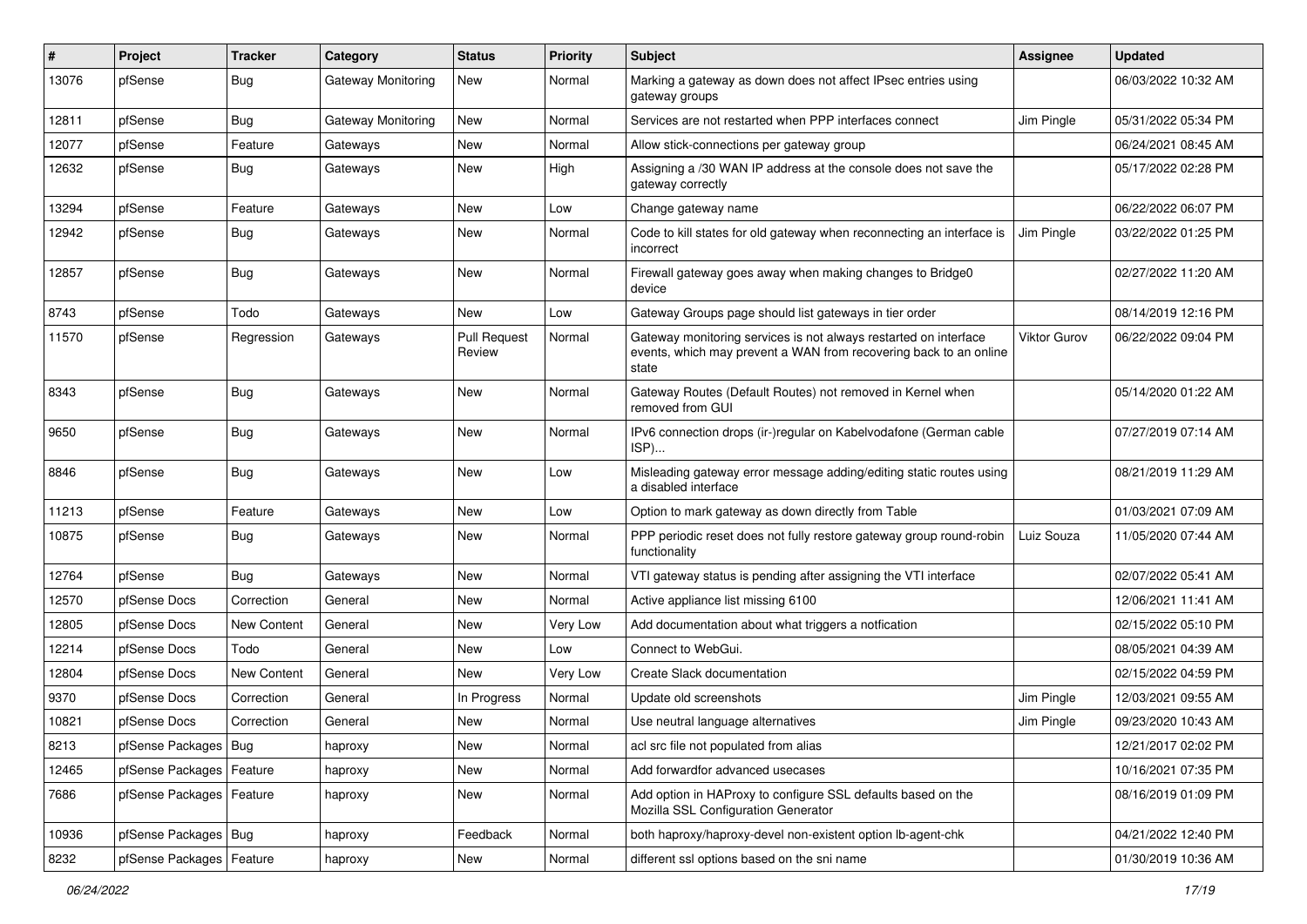| # | Project | Tracker | Category | Status | Priority | Subject | Assignee | Updated |
|---|---|---|---|---|---|---|---|---|
| 13076 | pfSense | Bug | Gateway Monitoring | New | Normal | Marking a gateway as down does not affect IPsec entries using gateway groups | | 06/03/2022 10:32 AM |
| 12811 | pfSense | Bug | Gateway Monitoring | New | Normal | Services are not restarted when PPP interfaces connect | Jim Pingle | 05/31/2022 05:34 PM |
| 12077 | pfSense | Feature | Gateways | New | Normal | Allow stick-connections per gateway group | | 06/24/2021 08:45 AM |
| 12632 | pfSense | Bug | Gateways | New | High | Assigning a /30 WAN IP address at the console does not save the gateway correctly | | 05/17/2022 02:28 PM |
| 13294 | pfSense | Feature | Gateways | New | Low | Change gateway name | | 06/22/2022 06:07 PM |
| 12942 | pfSense | Bug | Gateways | New | Normal | Code to kill states for old gateway when reconnecting an interface is incorrect | Jim Pingle | 03/22/2022 01:25 PM |
| 12857 | pfSense | Bug | Gateways | New | Normal | Firewall gateway goes away when making changes to Bridge0 device | | 02/27/2022 11:20 AM |
| 8743 | pfSense | Todo | Gateways | New | Low | Gateway Groups page should list gateways in tier order | | 08/14/2019 12:16 PM |
| 11570 | pfSense | Regression | Gateways | Pull Request Review | Normal | Gateway monitoring services is not always restarted on interface events, which may prevent a WAN from recovering back to an online state | Viktor Gurov | 06/22/2022 09:04 PM |
| 8343 | pfSense | Bug | Gateways | New | Normal | Gateway Routes (Default Routes) not removed in Kernel when removed from GUI | | 05/14/2020 01:22 AM |
| 9650 | pfSense | Bug | Gateways | New | Normal | IPv6 connection drops (ir-)regular on Kabelvodafone (German cable ISP)... | | 07/27/2019 07:14 AM |
| 8846 | pfSense | Bug | Gateways | New | Low | Misleading gateway error message adding/editing static routes using a disabled interface | | 08/21/2019 11:29 AM |
| 11213 | pfSense | Feature | Gateways | New | Low | Option to mark gateway as down directly from Table | | 01/03/2021 07:09 AM |
| 10875 | pfSense | Bug | Gateways | New | Normal | PPP periodic reset does not fully restore gateway group round-robin functionality | Luiz Souza | 11/05/2020 07:44 AM |
| 12764 | pfSense | Bug | Gateways | New | Normal | VTI gateway status is pending after assigning the VTI interface | | 02/07/2022 05:41 AM |
| 12570 | pfSense Docs | Correction | General | New | Normal | Active appliance list missing 6100 | | 12/06/2021 11:41 AM |
| 12805 | pfSense Docs | New Content | General | New | Very Low | Add documentation about what triggers a notfication | | 02/15/2022 05:10 PM |
| 12214 | pfSense Docs | Todo | General | New | Low | Connect to WebGui. | | 08/05/2021 04:39 AM |
| 12804 | pfSense Docs | New Content | General | New | Very Low | Create Slack documentation | | 02/15/2022 04:59 PM |
| 9370 | pfSense Docs | Correction | General | In Progress | Normal | Update old screenshots | Jim Pingle | 12/03/2021 09:55 AM |
| 10821 | pfSense Docs | Correction | General | New | Normal | Use neutral language alternatives | Jim Pingle | 09/23/2020 10:43 AM |
| 8213 | pfSense Packages | Bug | haproxy | New | Normal | acl src file not populated from alias | | 12/21/2017 02:02 PM |
| 12465 | pfSense Packages | Feature | haproxy | New | Normal | Add forwardfor advanced usecases | | 10/16/2021 07:35 PM |
| 7686 | pfSense Packages | Feature | haproxy | New | Normal | Add option in HAProxy to configure SSL defaults based on the Mozilla SSL Configuration Generator | | 08/16/2019 01:09 PM |
| 10936 | pfSense Packages | Bug | haproxy | Feedback | Normal | both haproxy/haproxy-devel non-existent option lb-agent-chk | | 04/21/2022 12:40 PM |
| 8232 | pfSense Packages | Feature | haproxy | New | Normal | different ssl options based on the sni name | | 01/30/2019 10:36 AM |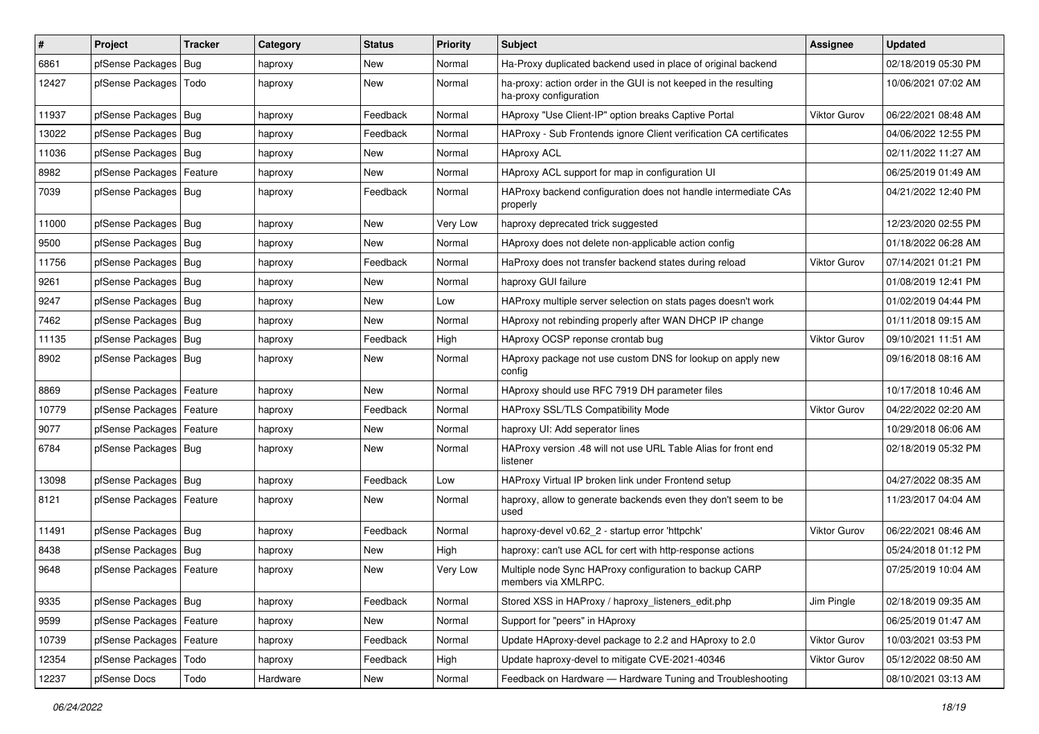| # | Project | Tracker | Category | Status | Priority | Subject | Assignee | Updated |
|---|---|---|---|---|---|---|---|---|
| 6861 | pfSense Packages | Bug | haproxy | New | Normal | Ha-Proxy duplicated backend used in place of original backend | | 02/18/2019 05:30 PM |
| 12427 | pfSense Packages | Todo | haproxy | New | Normal | ha-proxy: action order in the GUI is not keeped in the resulting ha-proxy configuration | | 10/06/2021 07:02 AM |
| 11937 | pfSense Packages | Bug | haproxy | Feedback | Normal | HAproxy "Use Client-IP" option breaks Captive Portal | Viktor Gurov | 06/22/2021 08:48 AM |
| 13022 | pfSense Packages | Bug | haproxy | Feedback | Normal | HAProxy - Sub Frontends ignore Client verification CA certificates | | 04/06/2022 12:55 PM |
| 11036 | pfSense Packages | Bug | haproxy | New | Normal | HAproxy ACL | | 02/11/2022 11:27 AM |
| 8982 | pfSense Packages | Feature | haproxy | New | Normal | HAproxy ACL support for map in configuration UI | | 06/25/2019 01:49 AM |
| 7039 | pfSense Packages | Bug | haproxy | Feedback | Normal | HAProxy backend configuration does not handle intermediate CAs properly | | 04/21/2022 12:40 PM |
| 11000 | pfSense Packages | Bug | haproxy | New | Very Low | haproxy deprecated trick suggested | | 12/23/2020 02:55 PM |
| 9500 | pfSense Packages | Bug | haproxy | New | Normal | HAproxy does not delete non-applicable action config | | 01/18/2022 06:28 AM |
| 11756 | pfSense Packages | Bug | haproxy | Feedback | Normal | HaProxy does not transfer backend states during reload | Viktor Gurov | 07/14/2021 01:21 PM |
| 9261 | pfSense Packages | Bug | haproxy | New | Normal | haproxy GUI failure | | 01/08/2019 12:41 PM |
| 9247 | pfSense Packages | Bug | haproxy | New | Low | HAProxy multiple server selection on stats pages doesn't work | | 01/02/2019 04:44 PM |
| 7462 | pfSense Packages | Bug | haproxy | New | Normal | HAproxy not rebinding properly after WAN DHCP IP change | | 01/11/2018 09:15 AM |
| 11135 | pfSense Packages | Bug | haproxy | Feedback | High | HAproxy OCSP reponse crontab bug | Viktor Gurov | 09/10/2021 11:51 AM |
| 8902 | pfSense Packages | Bug | haproxy | New | Normal | HAproxy package not use custom DNS for lookup on apply new config | | 09/16/2018 08:16 AM |
| 8869 | pfSense Packages | Feature | haproxy | New | Normal | HAproxy should use RFC 7919 DH parameter files | | 10/17/2018 10:46 AM |
| 10779 | pfSense Packages | Feature | haproxy | Feedback | Normal | HAProxy SSL/TLS Compatibility Mode | Viktor Gurov | 04/22/2022 02:20 AM |
| 9077 | pfSense Packages | Feature | haproxy | New | Normal | haproxy UI: Add seperator lines | | 10/29/2018 06:06 AM |
| 6784 | pfSense Packages | Bug | haproxy | New | Normal | HAProxy version .48 will not use URL Table Alias for front end listener | | 02/18/2019 05:32 PM |
| 13098 | pfSense Packages | Bug | haproxy | Feedback | Low | HAProxy Virtual IP broken link under Frontend setup | | 04/27/2022 08:35 AM |
| 8121 | pfSense Packages | Feature | haproxy | New | Normal | haproxy, allow to generate backends even they don't seem to be used | | 11/23/2017 04:04 AM |
| 11491 | pfSense Packages | Bug | haproxy | Feedback | Normal | haproxy-devel v0.62_2 - startup error 'httpchk' | Viktor Gurov | 06/22/2021 08:46 AM |
| 8438 | pfSense Packages | Bug | haproxy | New | High | haproxy: can't use ACL for cert with http-response actions | | 05/24/2018 01:12 PM |
| 9648 | pfSense Packages | Feature | haproxy | New | Very Low | Multiple node Sync HAProxy configuration to backup CARP members via XMLRPC. | | 07/25/2019 10:04 AM |
| 9335 | pfSense Packages | Bug | haproxy | Feedback | Normal | Stored XSS in HAProxy / haproxy_listeners_edit.php | Jim Pingle | 02/18/2019 09:35 AM |
| 9599 | pfSense Packages | Feature | haproxy | New | Normal | Support for "peers" in HAproxy | | 06/25/2019 01:47 AM |
| 10739 | pfSense Packages | Feature | haproxy | Feedback | Normal | Update HAproxy-devel package to 2.2 and HAproxy to 2.0 | Viktor Gurov | 10/03/2021 03:53 PM |
| 12354 | pfSense Packages | Todo | haproxy | Feedback | High | Update haproxy-devel to mitigate CVE-2021-40346 | Viktor Gurov | 05/12/2022 08:50 AM |
| 12237 | pfSense Docs | Todo | Hardware | New | Normal | Feedback on Hardware — Hardware Tuning and Troubleshooting | | 08/10/2021 03:13 AM |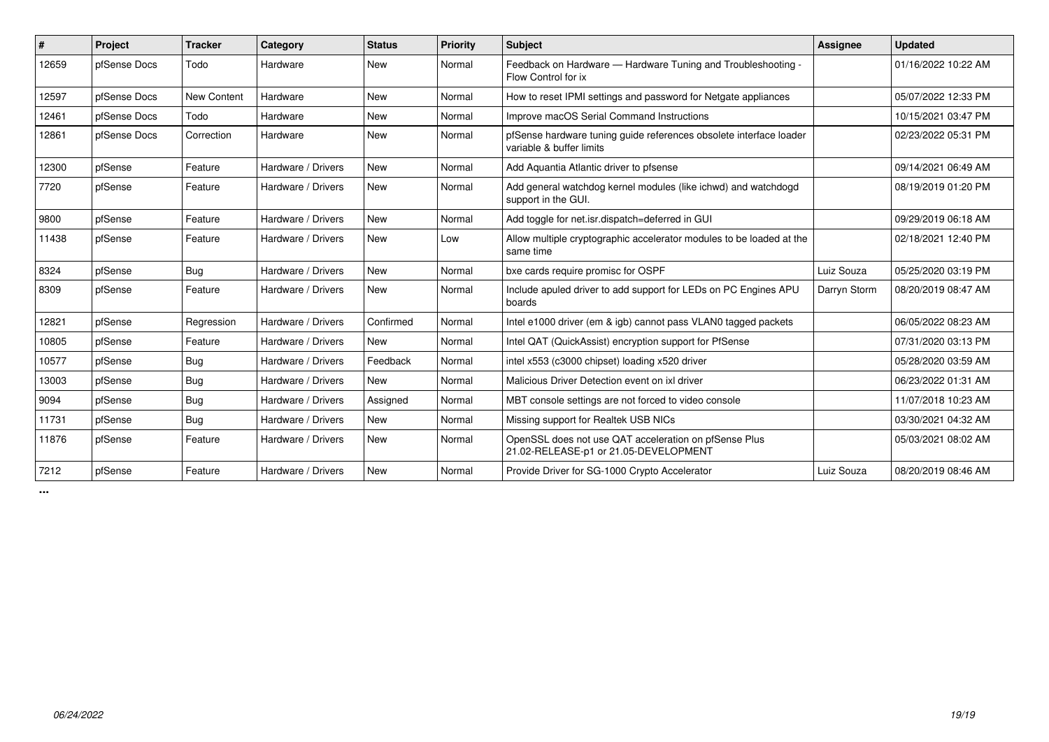| # | Project | Tracker | Category | Status | Priority | Subject | Assignee | Updated |
|---|---|---|---|---|---|---|---|---|
| 12659 | pfSense Docs | Todo | Hardware | New | Normal | Feedback on Hardware — Hardware Tuning and Troubleshooting - Flow Control for ix | | 01/16/2022 10:22 AM |
| 12597 | pfSense Docs | New Content | Hardware | New | Normal | How to reset IPMI settings and password for Netgate appliances | | 05/07/2022 12:33 PM |
| 12461 | pfSense Docs | Todo | Hardware | New | Normal | Improve macOS Serial Command Instructions | | 10/15/2021 03:47 PM |
| 12861 | pfSense Docs | Correction | Hardware | New | Normal | pfSense hardware tuning guide references obsolete interface loader variable & buffer limits | | 02/23/2022 05:31 PM |
| 12300 | pfSense | Feature | Hardware / Drivers | New | Normal | Add Aquantia Atlantic driver to pfsense | | 09/14/2021 06:49 AM |
| 7720 | pfSense | Feature | Hardware / Drivers | New | Normal | Add general watchdog kernel modules (like ichwd) and watchdogd support in the GUI. | | 08/19/2019 01:20 PM |
| 9800 | pfSense | Feature | Hardware / Drivers | New | Normal | Add toggle for net.isr.dispatch=deferred in GUI | | 09/29/2019 06:18 AM |
| 11438 | pfSense | Feature | Hardware / Drivers | New | Low | Allow multiple cryptographic accelerator modules to be loaded at the same time | | 02/18/2021 12:40 PM |
| 8324 | pfSense | Bug | Hardware / Drivers | New | Normal | bxe cards require promisc for OSPF | Luiz Souza | 05/25/2020 03:19 PM |
| 8309 | pfSense | Feature | Hardware / Drivers | New | Normal | Include apuled driver to add support for LEDs on PC Engines APU boards | Darryn Storm | 08/20/2019 08:47 AM |
| 12821 | pfSense | Regression | Hardware / Drivers | Confirmed | Normal | Intel e1000 driver (em & igb) cannot pass VLAN0 tagged packets | | 06/05/2022 08:23 AM |
| 10805 | pfSense | Feature | Hardware / Drivers | New | Normal | Intel QAT (QuickAssist) encryption support for PfSense | | 07/31/2020 03:13 PM |
| 10577 | pfSense | Bug | Hardware / Drivers | Feedback | Normal | intel x553 (c3000 chipset) loading x520 driver | | 05/28/2020 03:59 AM |
| 13003 | pfSense | Bug | Hardware / Drivers | New | Normal | Malicious Driver Detection event on ixl driver | | 06/23/2022 01:31 AM |
| 9094 | pfSense | Bug | Hardware / Drivers | Assigned | Normal | MBT console settings are not forced to video console | | 11/07/2018 10:23 AM |
| 11731 | pfSense | Bug | Hardware / Drivers | New | Normal | Missing support for Realtek USB NICs | | 03/30/2021 04:32 AM |
| 11876 | pfSense | Feature | Hardware / Drivers | New | Normal | OpenSSL does not use QAT acceleration on pfSense Plus 21.02-RELEASE-p1 or 21.05-DEVELOPMENT | | 05/03/2021 08:02 AM |
| 7212 | pfSense | Feature | Hardware / Drivers | New | Normal | Provide Driver for SG-1000 Crypto Accelerator | Luiz Souza | 08/20/2019 08:46 AM |

...